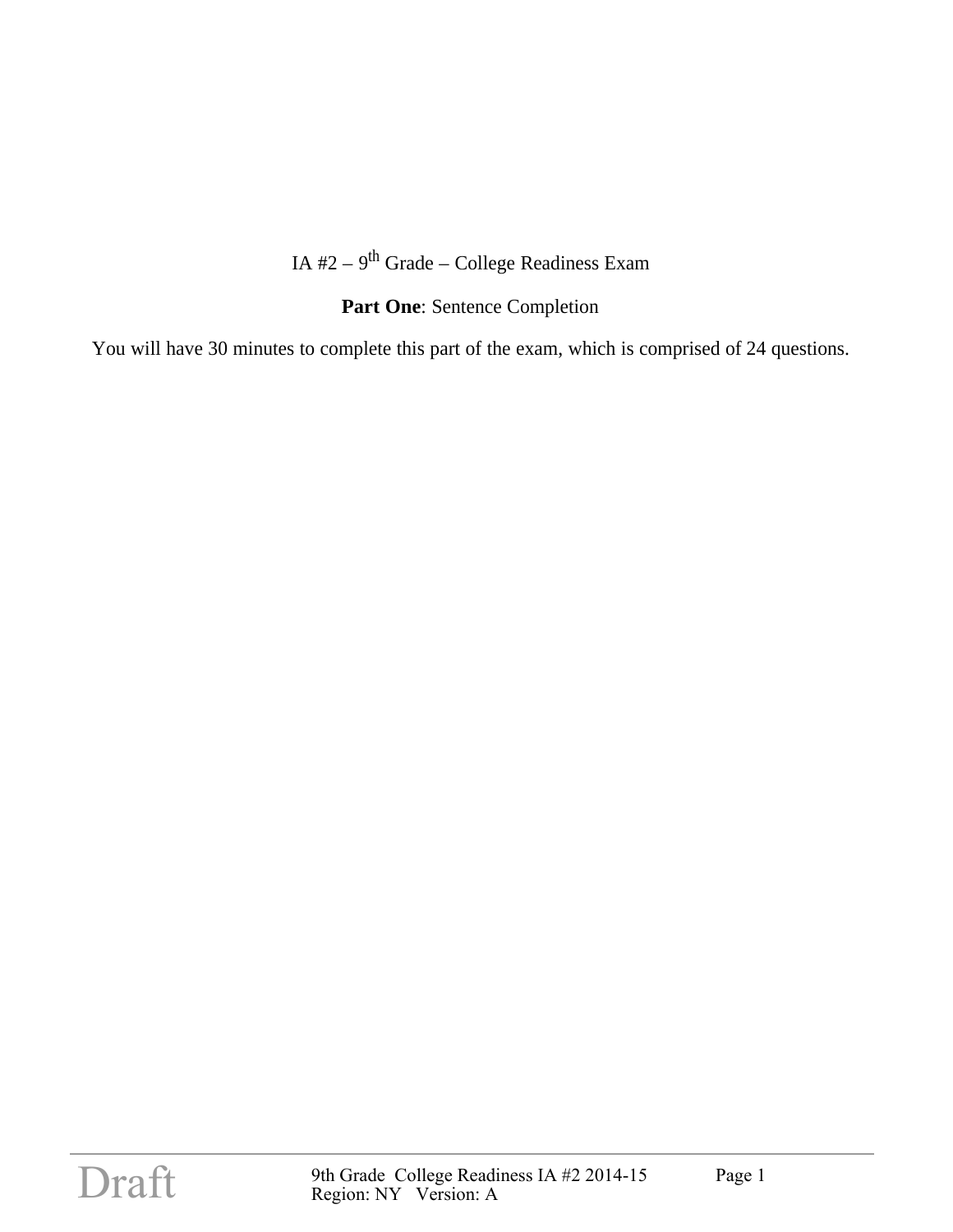# IA #2 – 9th Grade – College Readiness Exam

**Part One**: Sentence Completion

You will have 30 minutes to complete this part of the exam, which is comprised of 24 questions.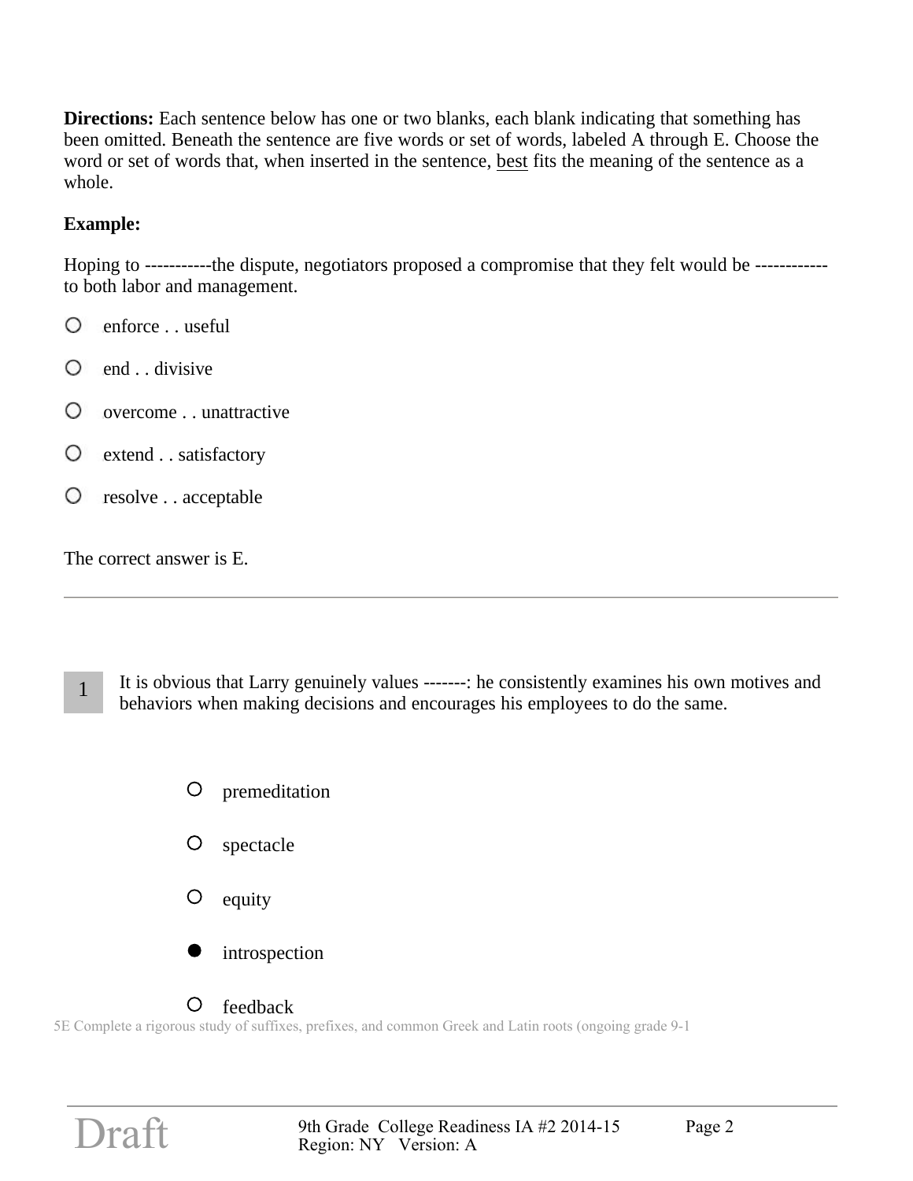**Directions:** Each sentence below has one or two blanks, each blank indicating that something has been omitted. Beneath the sentence are five words or set of words, labeled A through E. Choose the word or set of words that, when inserted in the sentence, best fits the meaning of the sentence as a whole.

**Example:**

Hoping to -----------the dispute, negotiators proposed a compromise that they felt would be ----------- to both labor and management.

- ○ enforce . . useful
- ○ end . . divisive
- ○ overcome . . unattractive
- ○ extend . . satisfactory
- ○ resolve . . acceptable

The correct answer is E.

---

**1** It is obvious that Larry genuinely values -------: he consistently examines his own motives and behaviors when making decisions and encourages his employees to do the same.

- ○ premeditation
- ○ spectacle
- ○ equity
- ● introspection
- ○ feedback

5E Complete a rigorous study of suffixes, prefixes, and common Greek and Latin roots (ongoing grade 9-1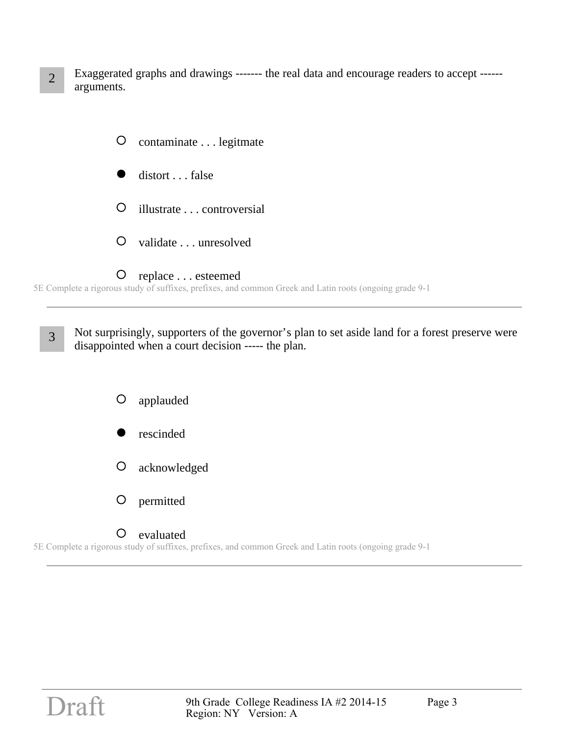**2** Exaggerated graphs and drawings ------- the real data and encourage readers to accept ------ arguments.

- ○ contaminate . . . legitmate
- ● distort . . . false
- ○ illustrate . . . controversial
- ○ validate . . . unresolved
- ○ replace . . . esteemed

5E Complete a rigorous study of suffixes, prefixes, and common Greek and Latin roots (ongoing grade 9-1

---

**3** Not surprisingly, supporters of the governor's plan to set aside land for a forest preserve were disappointed when a court decision ----- the plan.

- ○ applauded
- ● rescinded
- ○ acknowledged
- ○ permitted
- ○ evaluated

5E Complete a rigorous study of suffixes, prefixes, and common Greek and Latin roots (ongoing grade 9-1

---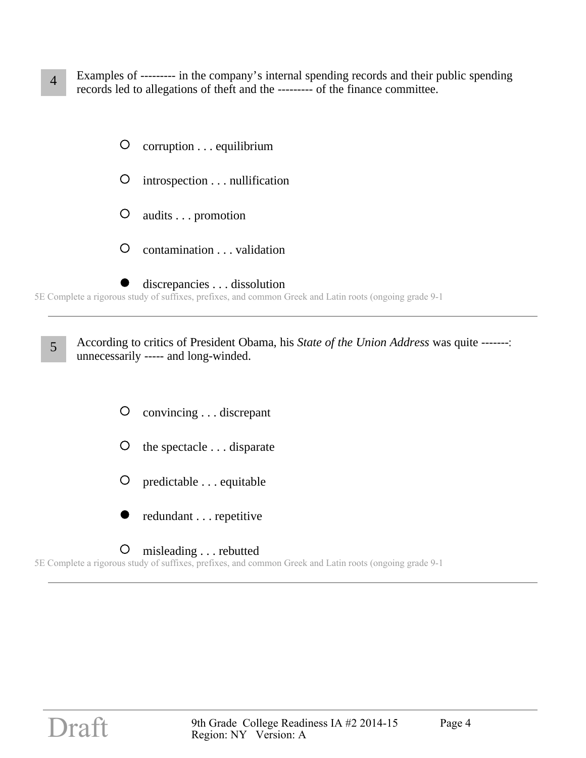**4** Examples of --------- in the company's internal spending records and their public spending records led to allegations of theft and the --------- of the finance committee.

- ○ corruption . . . equilibrium
- ○ introspection . . . nullification
- ○ audits . . . promotion
- ○ contamination . . . validation
- ● discrepancies . . . dissolution

5E Complete a rigorous study of suffixes, prefixes, and common Greek and Latin roots (ongoing grade 9-1

---

**5** According to critics of President Obama, his *State of the Union Address* was quite -------: unnecessarily ----- and long-winded.

- ○ convincing . . . discrepant
- ○ the spectacle . . . disparate
- ○ predictable . . . equitable
- ● redundant . . . repetitive
- ○ misleading . . . rebutted

5E Complete a rigorous study of suffixes, prefixes, and common Greek and Latin roots (ongoing grade 9-1

---

Draft

9th Grade College Readiness IA #2 2014-15
Region: NY Version: A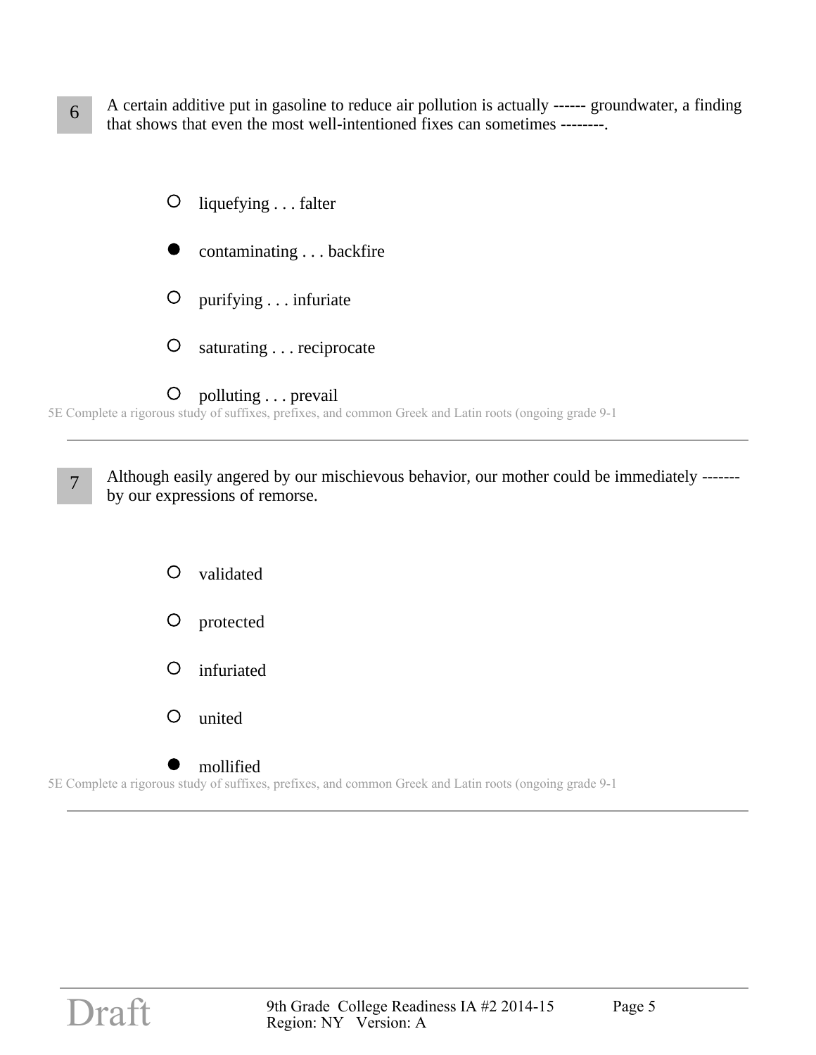**6** A certain additive put in gasoline to reduce air pollution is actually ------ groundwater, a finding that shows that even the most well-intentioned fixes can sometimes --------.

- ○ liquefying . . . falter
- ● contaminating . . . backfire
- ○ purifying . . . infuriate
- ○ saturating . . . reciprocate
- ○ polluting . . . prevail

5E Complete a rigorous study of suffixes, prefixes, and common Greek and Latin roots (ongoing grade 9-1

---

**7** Although easily angered by our mischievous behavior, our mother could be immediately ------- by our expressions of remorse.

- ○ validated
- ○ protected
- ○ infuriated
- ○ united
- ● mollified

5E Complete a rigorous study of suffixes, prefixes, and common Greek and Latin roots (ongoing grade 9-1

---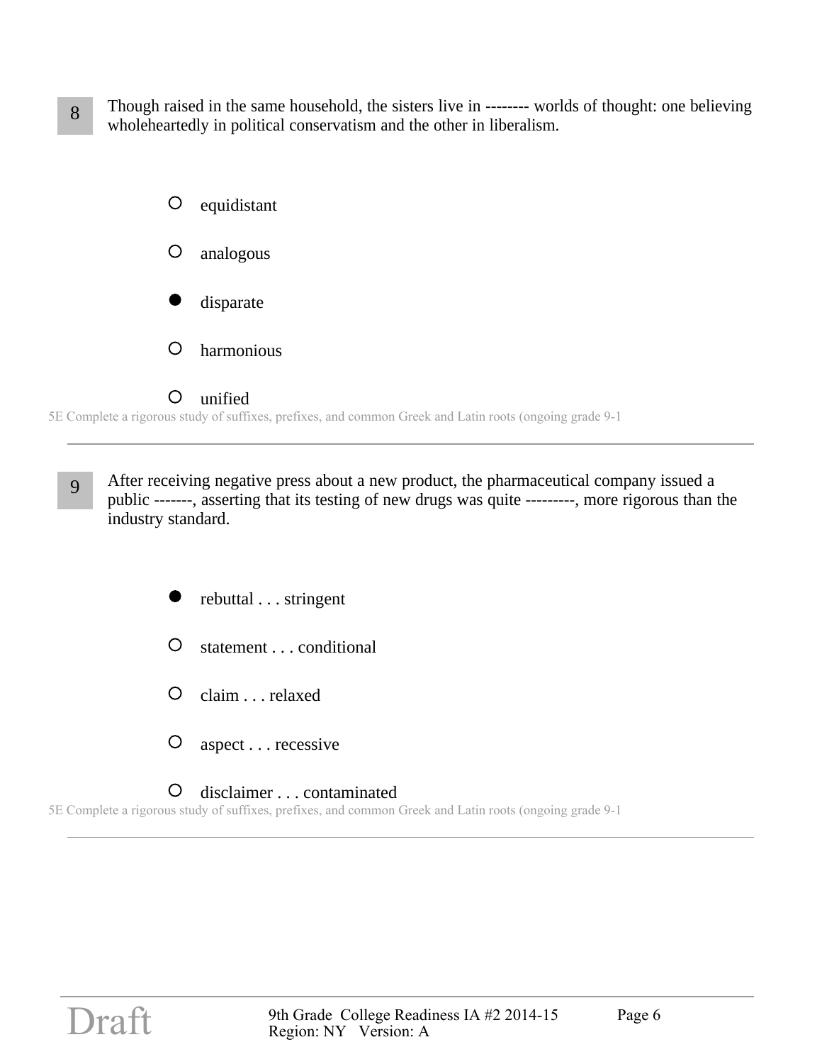**8** Though raised in the same household, the sisters live in -------- worlds of thought: one believing wholeheartedly in political conservatism and the other in liberalism.

- ○ equidistant
- ○ analogous
- ● disparate
- ○ harmonious
- ○ unified

5E Complete a rigorous study of suffixes, prefixes, and common Greek and Latin roots (ongoing grade 9-1

---

**9** After receiving negative press about a new product, the pharmaceutical company issued a public -------, asserting that its testing of new drugs was quite ---------, more rigorous than the industry standard.

- ● rebuttal . . . stringent
- ○ statement . . . conditional
- ○ claim . . . relaxed
- ○ aspect . . . recessive
- ○ disclaimer . . . contaminated

5E Complete a rigorous study of suffixes, prefixes, and common Greek and Latin roots (ongoing grade 9-1

---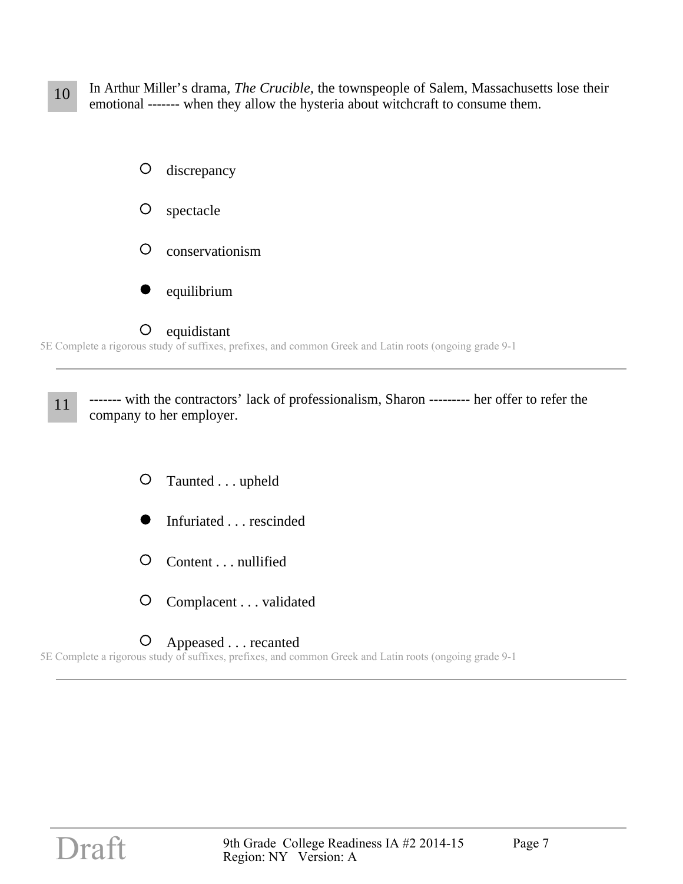**10** In Arthur Miller's drama, *The Crucible,* the townspeople of Salem, Massachusetts lose their emotional ------- when they allow the hysteria about witchcraft to consume them.

- ○ discrepancy
- ○ spectacle
- ○ conservationism
- ● equilibrium
- ○ equidistant

5E Complete a rigorous study of suffixes, prefixes, and common Greek and Latin roots (ongoing grade 9-1

---

**11** ------- with the contractors' lack of professionalism, Sharon --------- her offer to refer the company to her employer.

- ○ Taunted . . . upheld
- ● Infuriated . . . rescinded
- ○ Content . . . nullified
- ○ Complacent . . . validated
- ○ Appeased . . . recanted

5E Complete a rigorous study of suffixes, prefixes, and common Greek and Latin roots (ongoing grade 9-1

---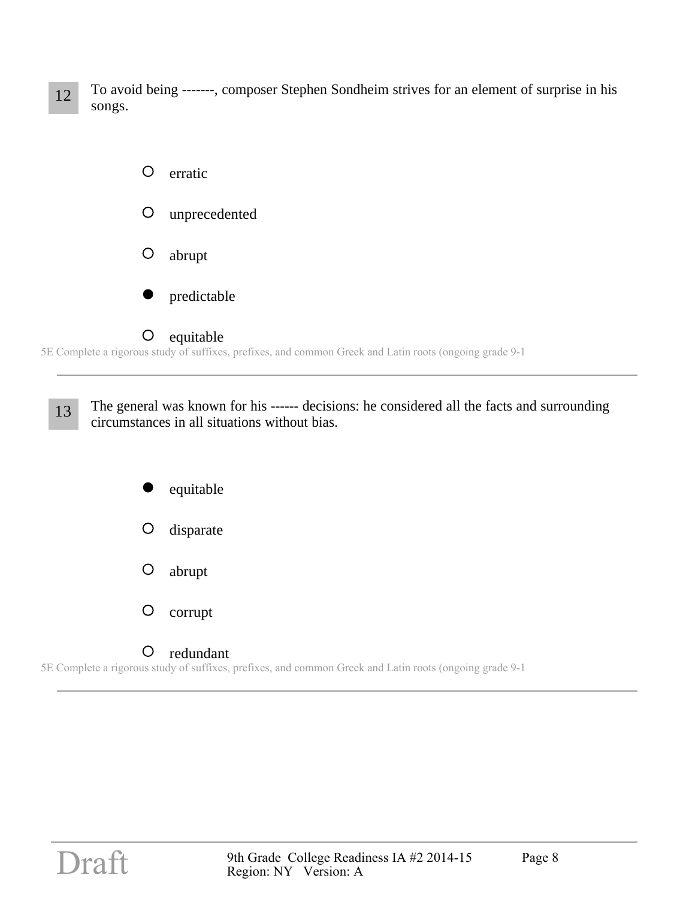**12** To avoid being -------, composer Stephen Sondheim strives for an element of surprise in his songs.

- ○ erratic
- ○ unprecedented
- ○ abrupt
- ● predictable
- ○ equitable

5E Complete a rigorous study of suffixes, prefixes, and common Greek and Latin roots (ongoing grade 9-1

---

**13** The general was known for his ------ decisions: he considered all the facts and surrounding circumstances in all situations without bias.

- ● equitable
- ○ disparate
- ○ abrupt
- ○ corrupt
- ○ redundant

5E Complete a rigorous study of suffixes, prefixes, and common Greek and Latin roots (ongoing grade 9-1

---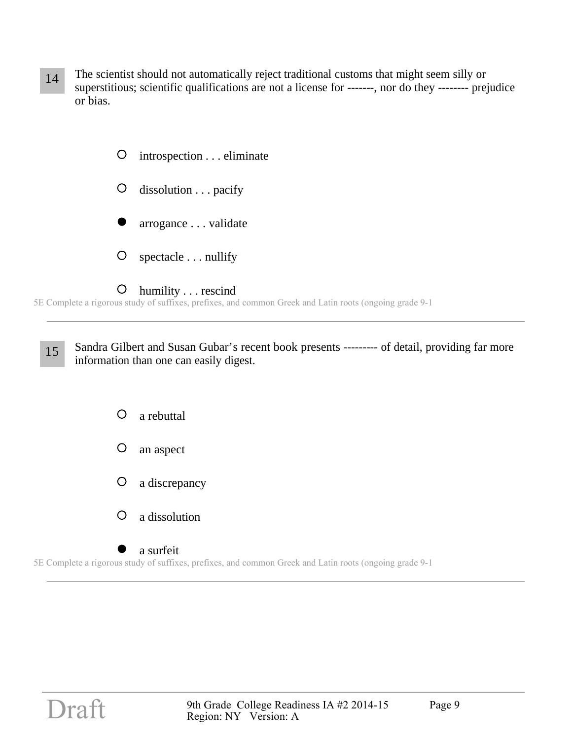**14** The scientist should not automatically reject traditional customs that might seem silly or superstitious; scientific qualifications are not a license for -------, nor do they -------- prejudice or bias.

- ○ introspection . . . eliminate
- ○ dissolution . . . pacify
- ● arrogance . . . validate
- ○ spectacle . . . nullify
- ○ humility . . . rescind

5E Complete a rigorous study of suffixes, prefixes, and common Greek and Latin roots (ongoing grade 9-1

---

**15** Sandra Gilbert and Susan Gubar's recent book presents --------- of detail, providing far more information than one can easily digest.

- ○ a rebuttal
- ○ an aspect
- ○ a discrepancy
- ○ a dissolution
- ● a surfeit

5E Complete a rigorous study of suffixes, prefixes, and common Greek and Latin roots (ongoing grade 9-1

---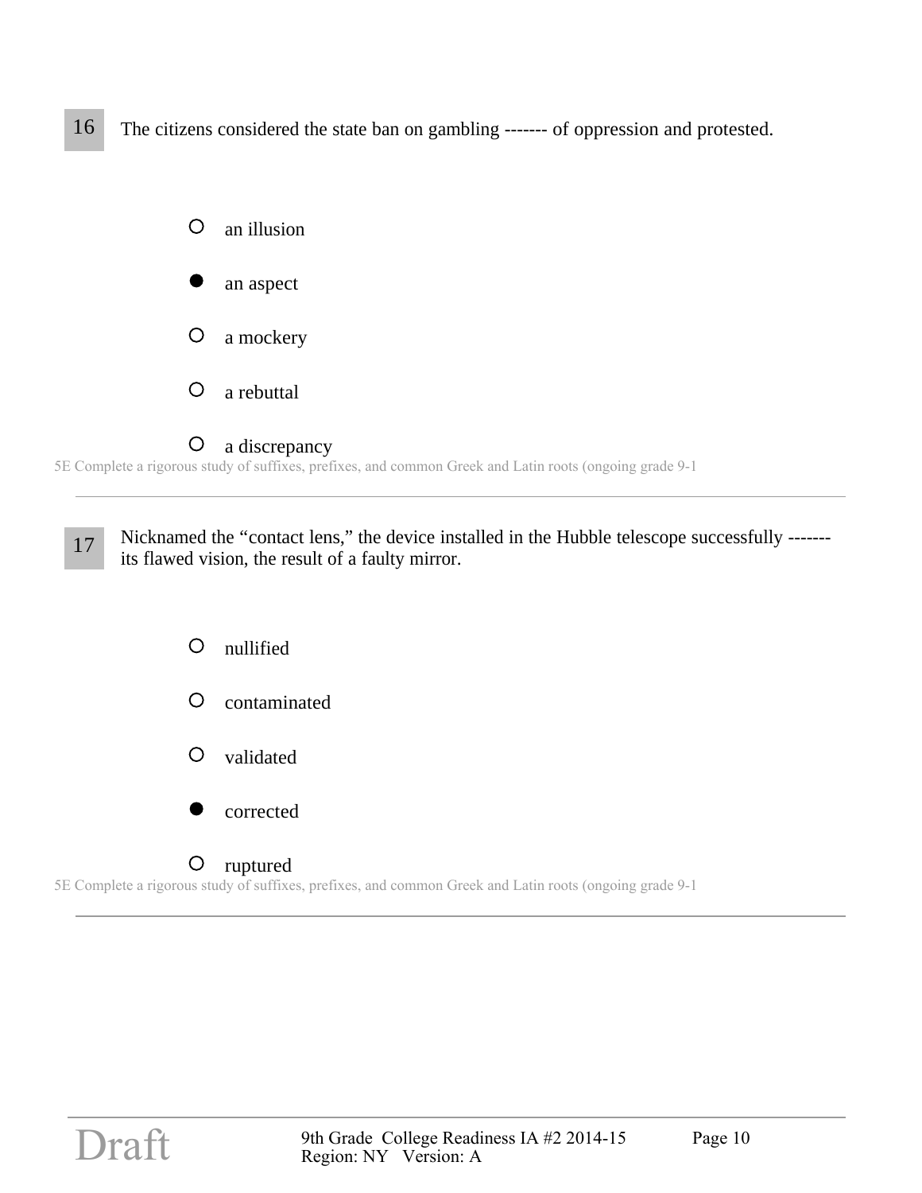**16** The citizens considered the state ban on gambling ------- of oppression and protested.

- ○ an illusion
- ● an aspect
- ○ a mockery
- ○ a rebuttal
- ○ a discrepancy

5E Complete a rigorous study of suffixes, prefixes, and common Greek and Latin roots (ongoing grade 9-1

---

**17** Nicknamed the "contact lens," the device installed in the Hubble telescope successfully ------- its flawed vision, the result of a faulty mirror.

- ○ nullified
- ○ contaminated
- ○ validated
- ● corrected
- ○ ruptured

5E Complete a rigorous study of suffixes, prefixes, and common Greek and Latin roots (ongoing grade 9-1

---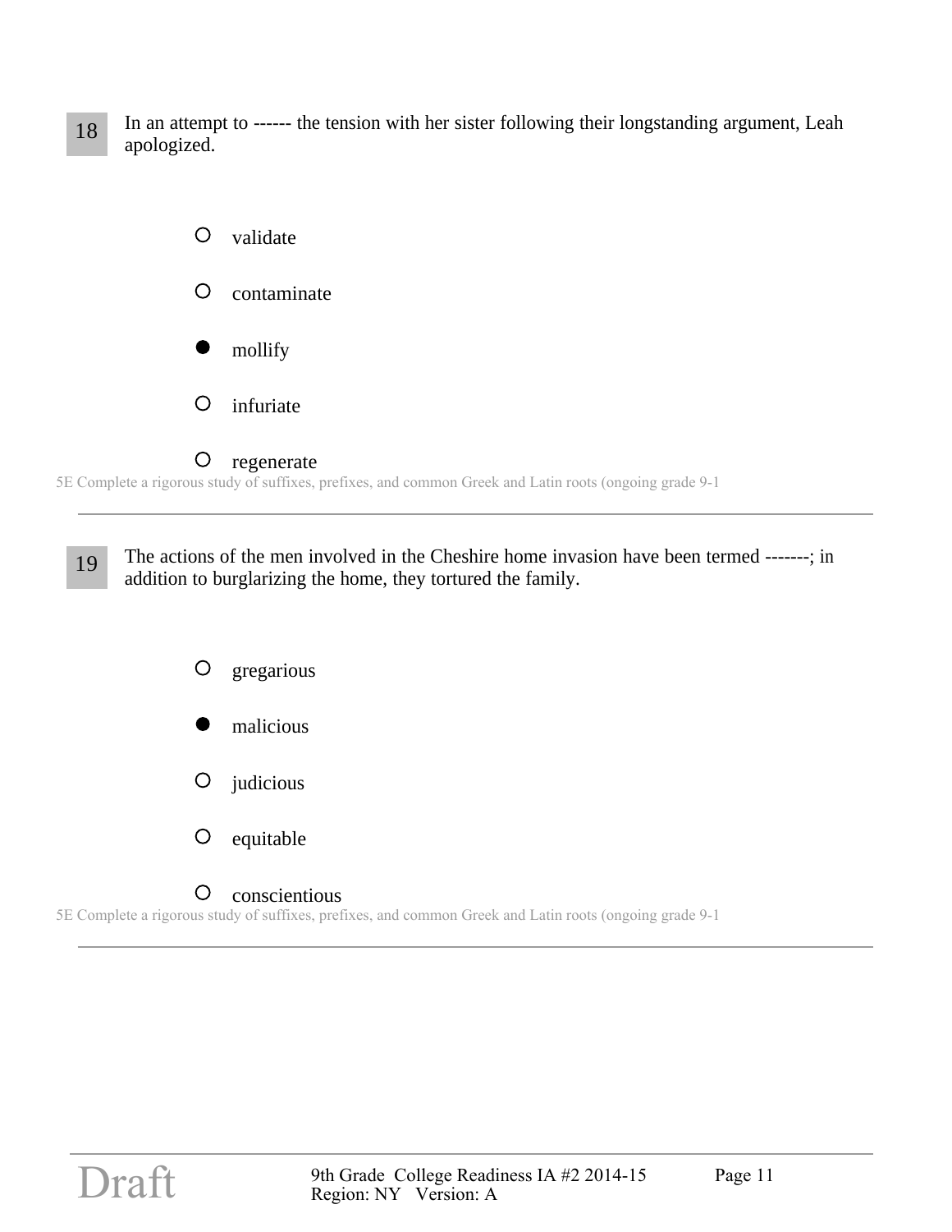**18** In an attempt to ------ the tension with her sister following their longstanding argument, Leah apologized.

- ○ validate
- ○ contaminate
- ● mollify
- ○ infuriate
- ○ regenerate

5E Complete a rigorous study of suffixes, prefixes, and common Greek and Latin roots (ongoing grade 9-1

---

**19** The actions of the men involved in the Cheshire home invasion have been termed -------; in addition to burglarizing the home, they tortured the family.

- ○ gregarious
- ● malicious
- ○ judicious
- ○ equitable
- ○ conscientious

5E Complete a rigorous study of suffixes, prefixes, and common Greek and Latin roots (ongoing grade 9-1

---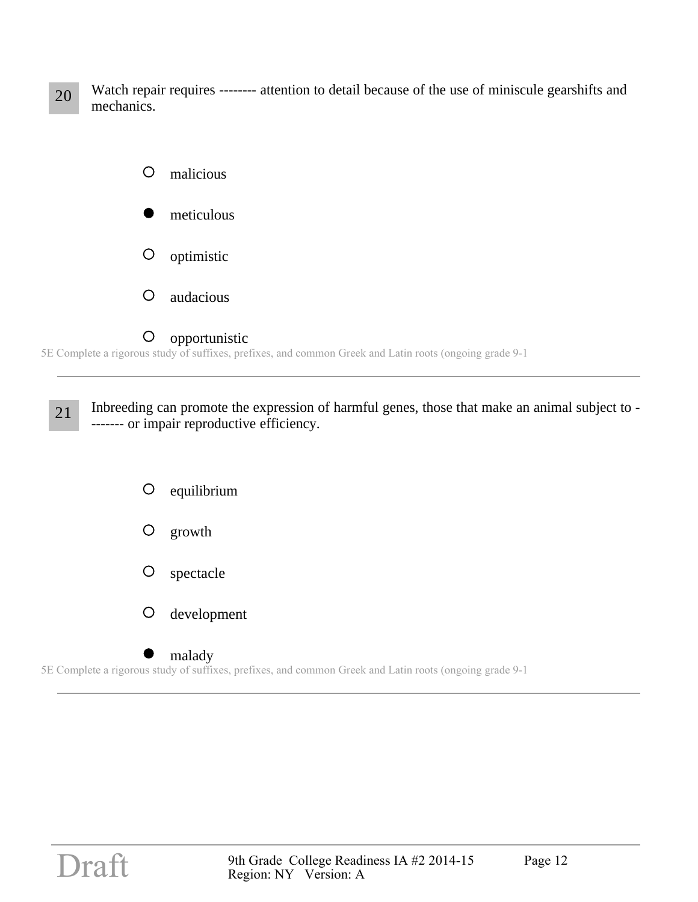**20** Watch repair requires -------- attention to detail because of the use of miniscule gearshifts and mechanics.

- ○ malicious
- ● meticulous
- ○ optimistic
- ○ audacious
- ○ opportunistic

5E Complete a rigorous study of suffixes, prefixes, and common Greek and Latin roots (ongoing grade 9-1

---

**21** Inbreeding can promote the expression of harmful genes, those that make an animal subject to -------- or impair reproductive efficiency.

- ○ equilibrium
- ○ growth
- ○ spectacle
- ○ development
- ● malady

5E Complete a rigorous study of suffixes, prefixes, and common Greek and Latin roots (ongoing grade 9-1

---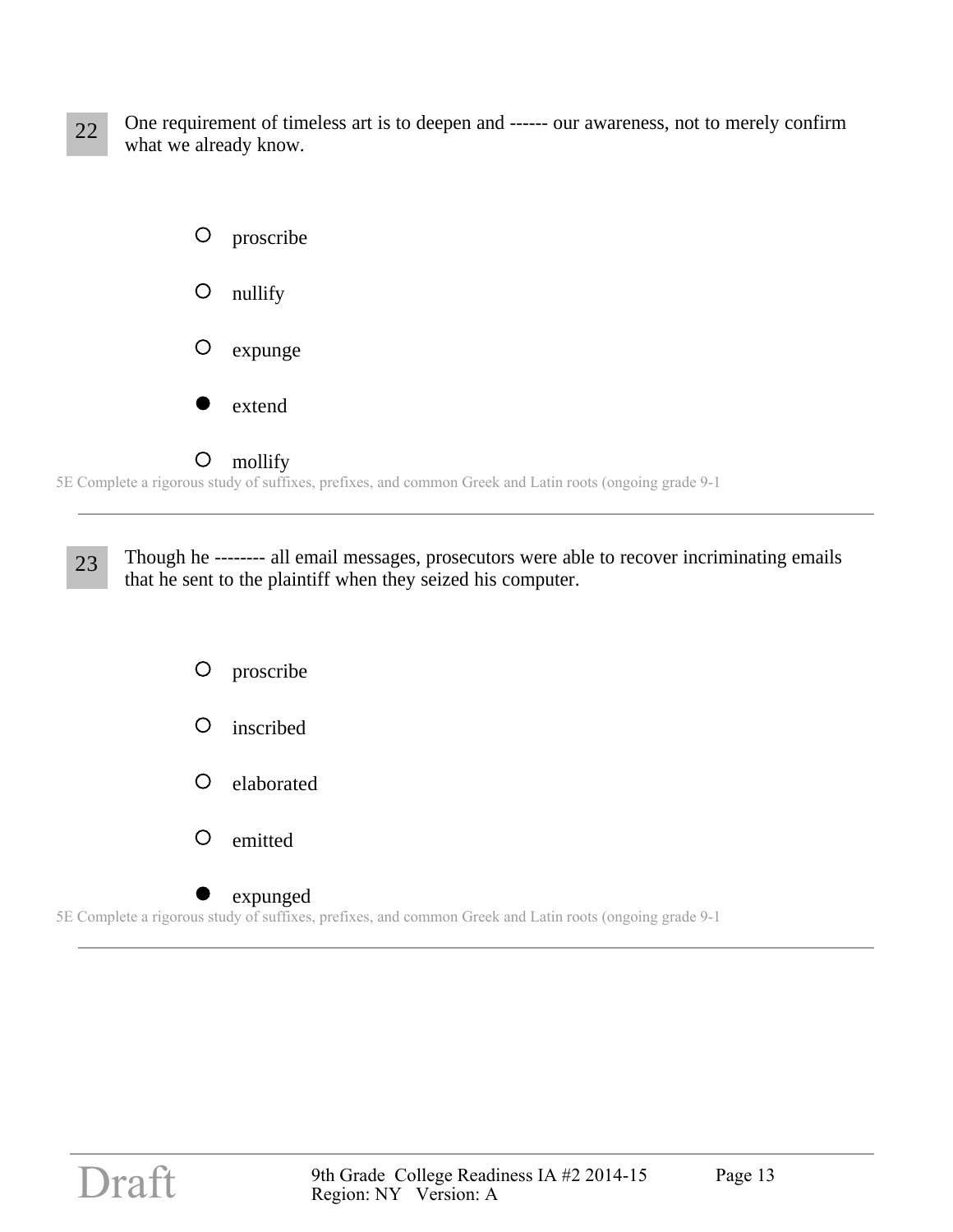**22** One requirement of timeless art is to deepen and ------ our awareness, not to merely confirm what we already know.

- ○ proscribe
- ○ nullify
- ○ expunge
- ● extend
- ○ mollify

5E Complete a rigorous study of suffixes, prefixes, and common Greek and Latin roots (ongoing grade 9-1

---

**23** Though he -------- all email messages, prosecutors were able to recover incriminating emails that he sent to the plaintiff when they seized his computer.

- ○ proscribe
- ○ inscribed
- ○ elaborated
- ○ emitted
- ● expunged

5E Complete a rigorous study of suffixes, prefixes, and common Greek and Latin roots (ongoing grade 9-1

---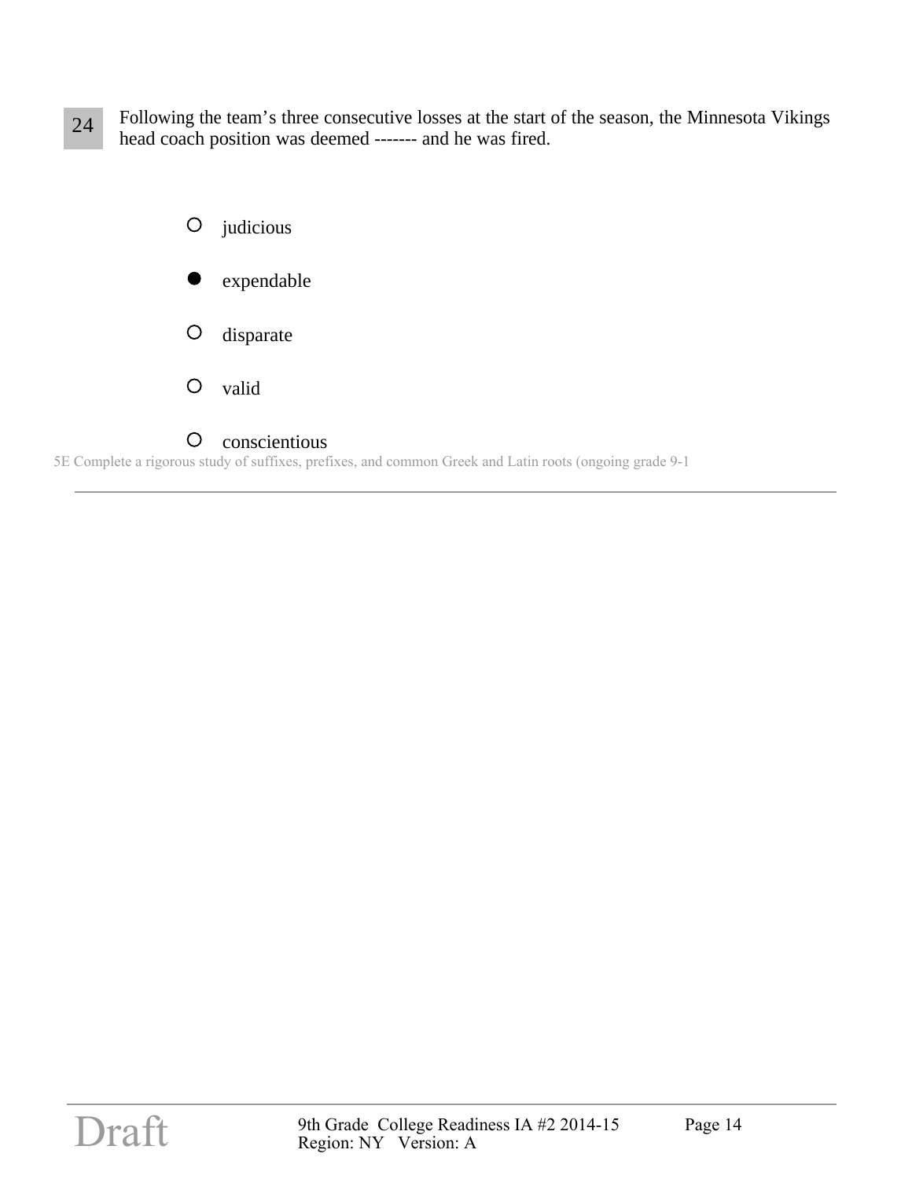24 Following the team's three consecutive losses at the start of the season, the Minnesota Vikings head coach position was deemed ------- and he was fired.

- ○ judicious
- ● expendable
- ○ disparate
- ○ valid
- ○ conscientious

5E Complete a rigorous study of suffixes, prefixes, and common Greek and Latin roots (ongoing grade 9-1

---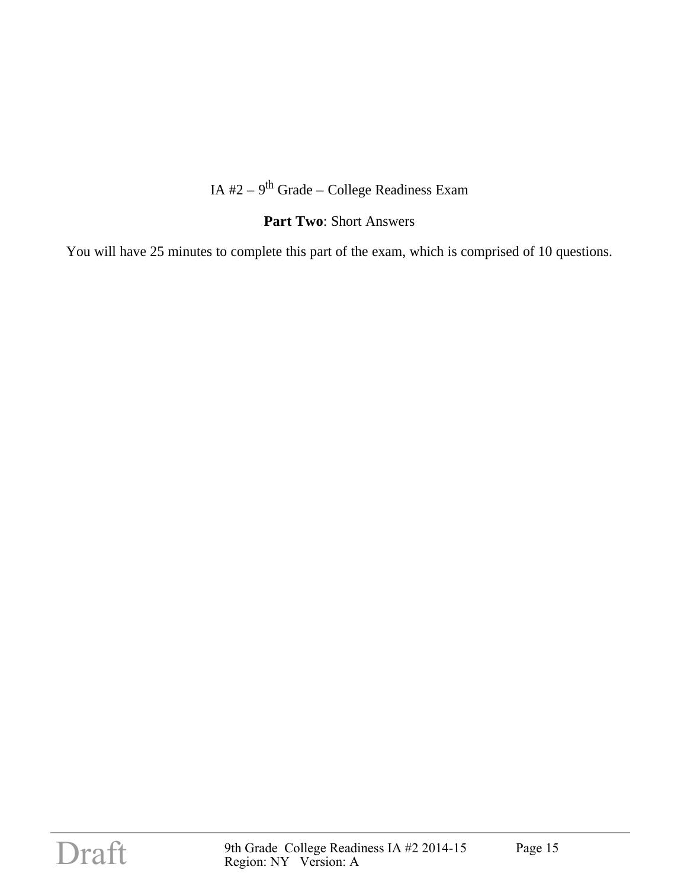IA #2 – 9$^{th}$ Grade – College Readiness Exam

**Part Two**: Short Answers

You will have 25 minutes to complete this part of the exam, which is comprised of 10 questions.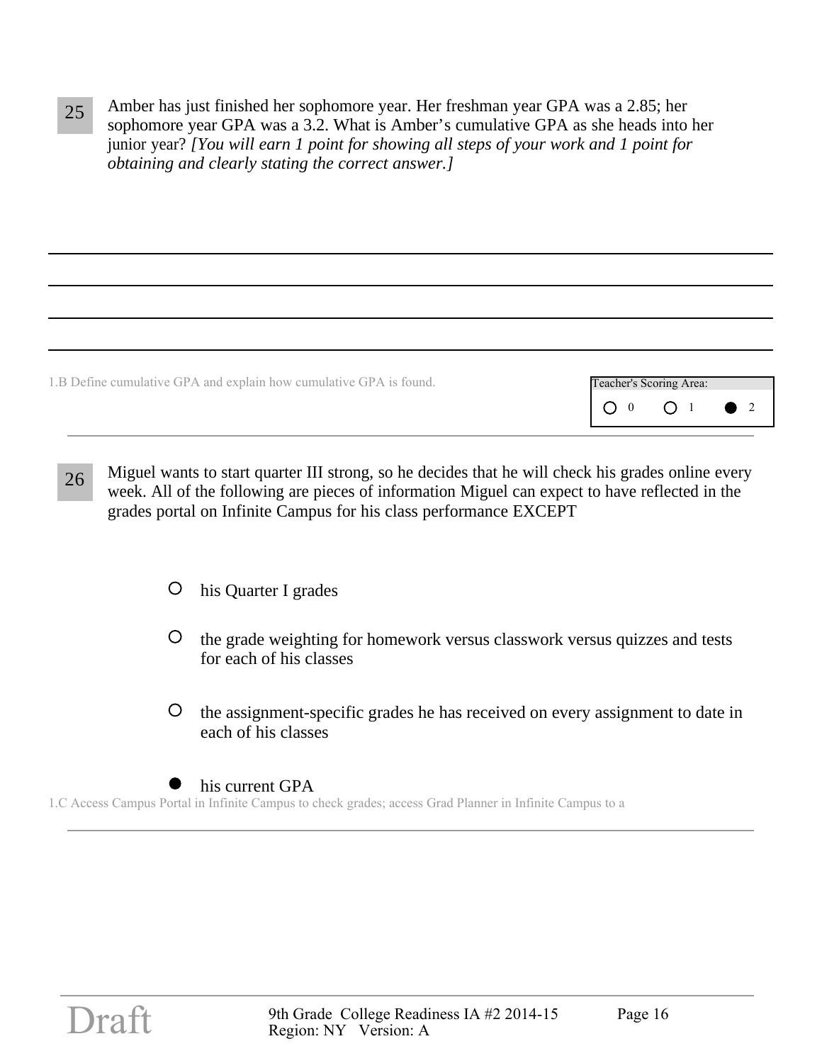**25** Amber has just finished her sophomore year. Her freshman year GPA was a 2.85; her sophomore year GPA was a 3.2. What is Amber's cumulative GPA as she heads into her junior year? *[You will earn 1 point for showing all steps of your work and 1 point for obtaining and clearly stating the correct answer.]*

______________________________________________________________________

______________________________________________________________________

______________________________________________________________________

______________________________________________________________________

1.B Define cumulative GPA and explain how cumulative GPA is found.

Teacher's Scoring Area:

○ 0 ○ 1 ● 2

---

**26** Miguel wants to start quarter III strong, so he decides that he will check his grades online every week. All of the following are pieces of information Miguel can expect to have reflected in the grades portal on Infinite Campus for his class performance EXCEPT

- ○ his Quarter I grades
- ○ the grade weighting for homework versus classwork versus quizzes and tests for each of his classes
- ○ the assignment-specific grades he has received on every assignment to date in each of his classes
- ● his current GPA

1.C Access Campus Portal in Infinite Campus to check grades; access Grad Planner in Infinite Campus to a

---

Draft

9th Grade College Readiness IA #2 2014-15
Region: NY Version: A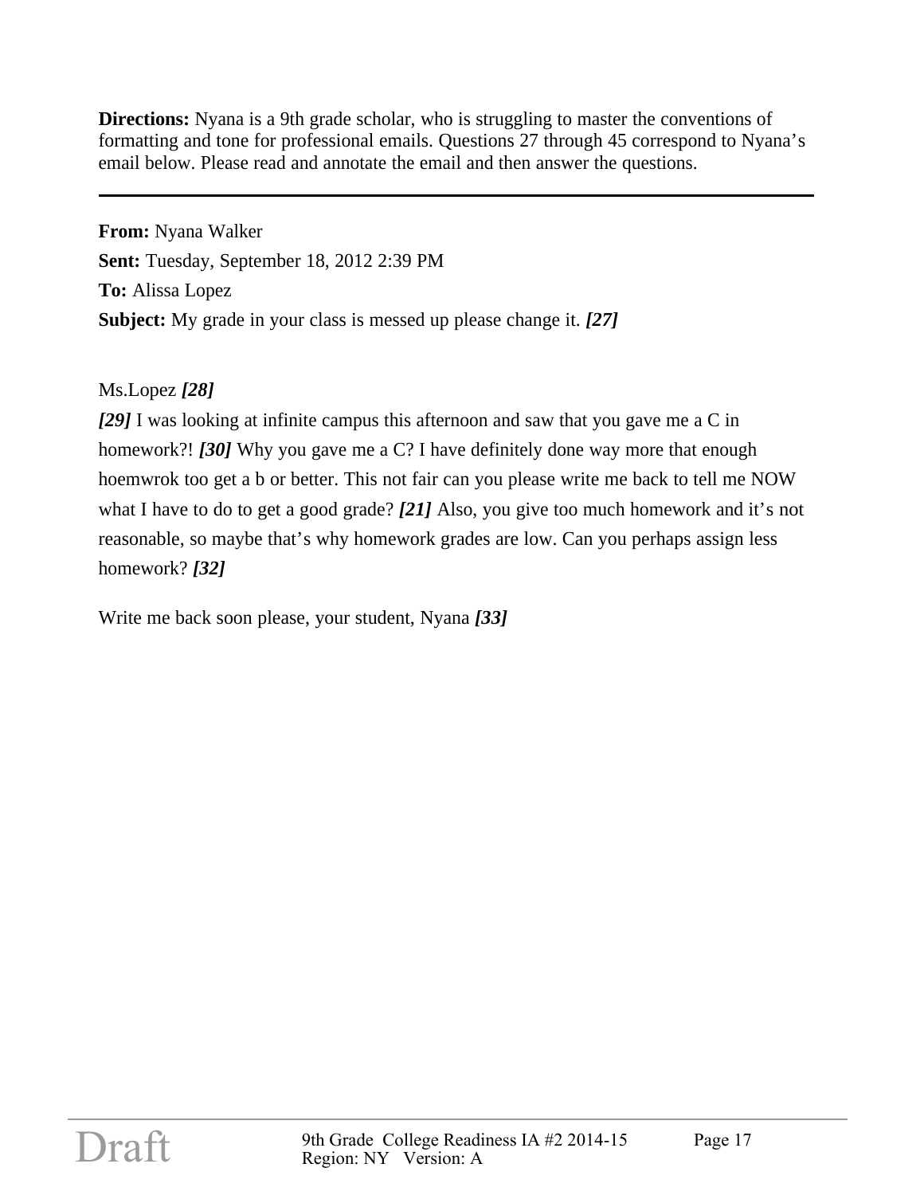**Directions:** Nyana is a 9th grade scholar, who is struggling to master the conventions of formatting and tone for professional emails. Questions 27 through 45 correspond to Nyana's email below. Please read and annotate the email and then answer the questions.

---

**From:** Nyana Walker

**Sent:** Tuesday, September 18, 2012 2:39 PM

**To:** Alissa Lopez

**Subject:** My grade in your class is messed up please change it. ***[27]***

Ms.Lopez ***[28]***

***[29]*** I was looking at infinite campus this afternoon and saw that you gave me a C in homework?! ***[30]*** Why you gave me a C? I have definitely done way more that enough hoemwrok too get a b or better. This not fair can you please write me back to tell me NOW what I have to do to get a good grade? ***[21]*** Also, you give too much homework and it's not reasonable, so maybe that's why homework grades are low. Can you perhaps assign less homework? ***[32]***

Write me back soon please, your student, Nyana ***[33]***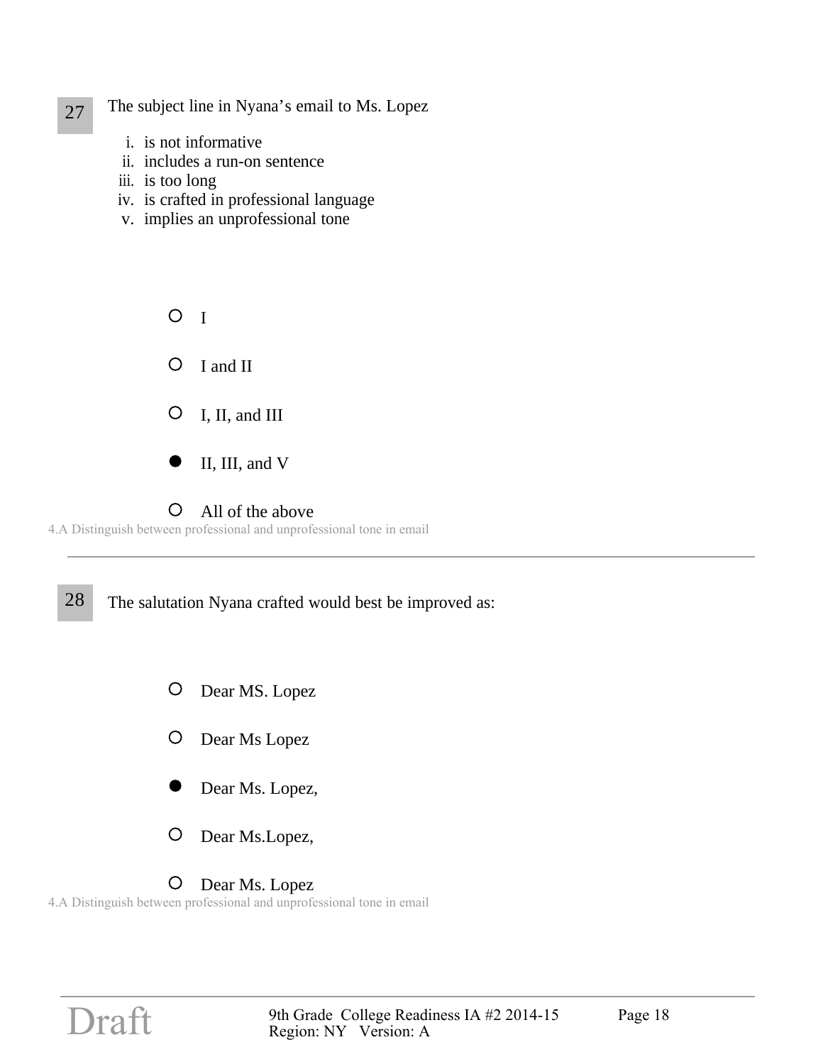**27** The subject line in Nyana's email to Ms. Lopez

i. is not informative
ii. includes a run-on sentence
iii. is too long
iv. is crafted in professional language
v. implies an unprofessional tone

- ○ I
- ○ I and II
- ○ I, II, and III
- ● II, III, and V
- ○ All of the above

4.A Distinguish between professional and unprofessional tone in email

---

**28** The salutation Nyana crafted would best be improved as:

- ○ Dear MS. Lopez
- ○ Dear Ms Lopez
- ● Dear Ms. Lopez,
- ○ Dear Ms.Lopez,
- ○ Dear Ms. Lopez

4.A Distinguish between professional and unprofessional tone in email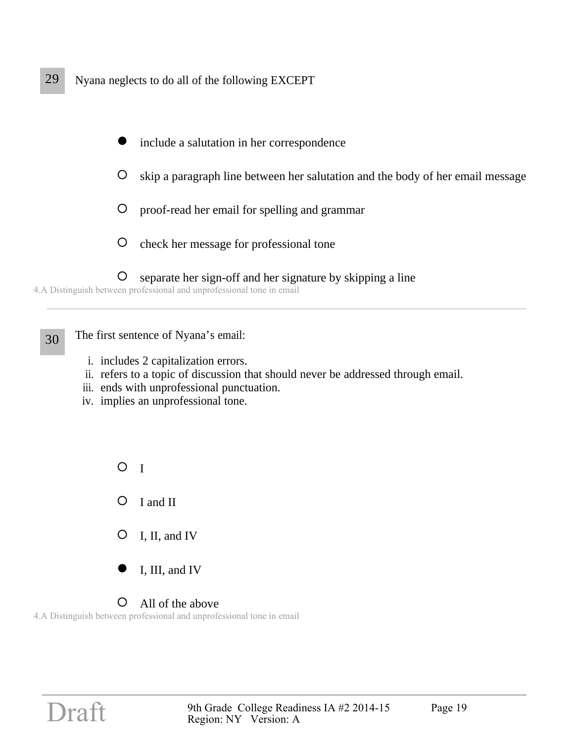**29** Nyana neglects to do all of the following EXCEPT

- ● include a salutation in her correspondence
- ○ skip a paragraph line between her salutation and the body of her email message
- ○ proof-read her email for spelling and grammar
- ○ check her message for professional tone
- ○ separate her sign-off and her signature by skipping a line

4.A Distinguish between professional and unprofessional tone in email

---

**30** The first sentence of Nyana's email:

i. includes 2 capitalization errors.
ii. refers to a topic of discussion that should never be addressed through email.
iii. ends with unprofessional punctuation.
iv. implies an unprofessional tone.

- ○ I
- ○ I and II
- ○ I, II, and IV
- ● I, III, and IV
- ○ All of the above

4.A Distinguish between professional and unprofessional tone in email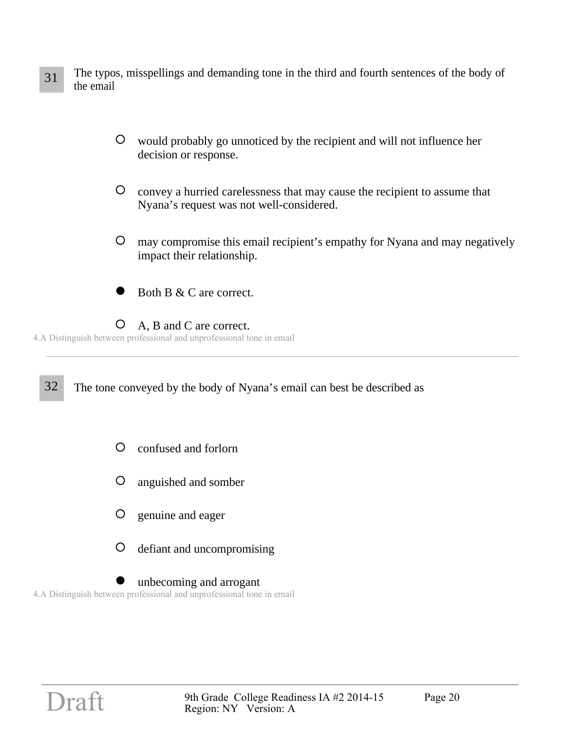**31** The typos, misspellings and demanding tone in the third and fourth sentences of the body of the email

- ○ would probably go unnoticed by the recipient and will not influence her decision or response.
- ○ convey a hurried carelessness that may cause the recipient to assume that Nyana's request was not well-considered.
- ○ may compromise this email recipient's empathy for Nyana and may negatively impact their relationship.
- ● Both B & C are correct.
- ○ A, B and C are correct.

4.A Distinguish between professional and unprofessional tone in email

---

**32** The tone conveyed by the body of Nyana's email can best be described as

- ○ confused and forlorn
- ○ anguished and somber
- ○ genuine and eager
- ○ defiant and uncompromising
- ● unbecoming and arrogant

4.A Distinguish between professional and unprofessional tone in email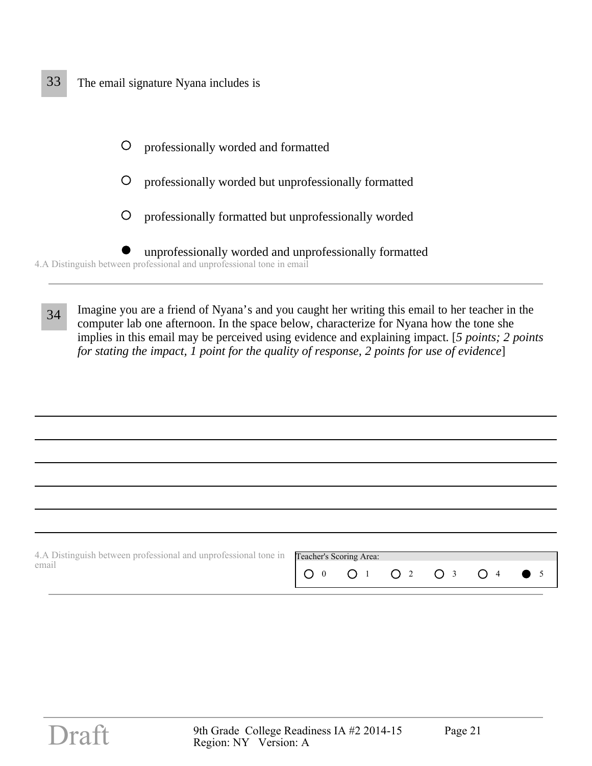**33** The email signature Nyana includes is

- ○ professionally worded and formatted
- ○ professionally worded but unprofessionally formatted
- ○ professionally formatted but unprofessionally worded
- ● unprofessionally worded and unprofessionally formatted

4.A Distinguish between professional and unprofessional tone in email

---

**34** Imagine you are a friend of Nyana's and you caught her writing this email to her teacher in the computer lab one afternoon. In the space below, characterize for Nyana how the tone she implies in this email may be perceived using evidence and explaining impact. [*5 points; 2 points for stating the impact, 1 point for the quality of response, 2 points for use of evidence*]

_______________________________________________

_______________________________________________

_______________________________________________

_______________________________________________

_______________________________________________

_______________________________________________

4.A Distinguish between professional and unprofessional tone in email

| Teacher's Scoring Area: | | | | | |
|---|---|---|---|---|---|
| ○ 0 | ○ 1 | ○ 2 | ○ 3 | ○ 4 | ● 5 |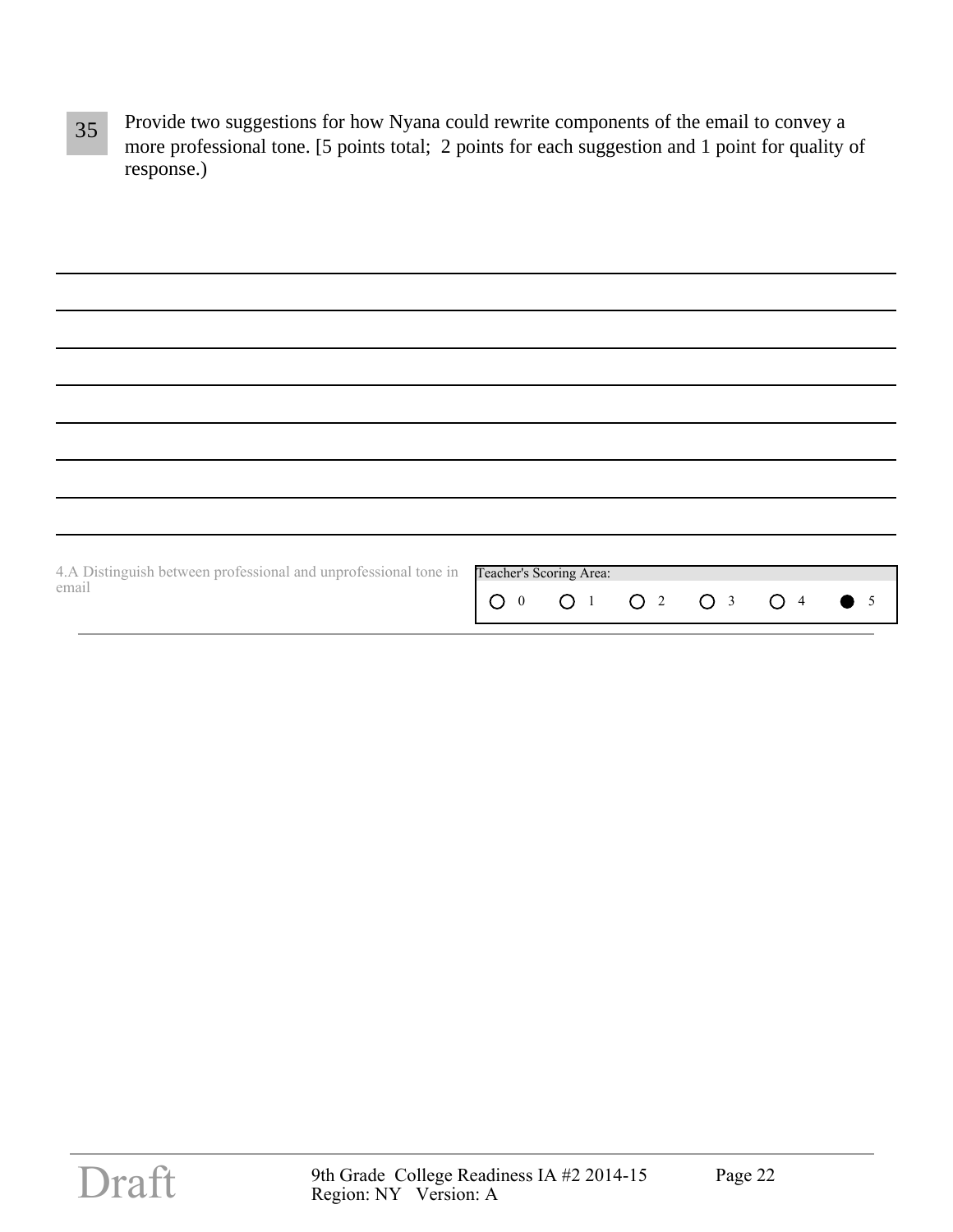**35** Provide two suggestions for how Nyana could rewrite components of the email to convey a more professional tone. [5 points total;  2 points for each suggestion and 1 point for quality of response.)

\_\_\_\_\_\_\_\_\_\_\_\_\_\_\_\_\_\_\_\_\_\_\_\_\_\_\_\_\_\_\_\_\_\_\_\_\_\_\_\_\_\_\_\_\_\_\_\_\_\_\_\_\_\_\_\_\_\_\_\_\_\_\_\_\_\_\_\_\_\_\_\_

\_\_\_\_\_\_\_\_\_\_\_\_\_\_\_\_\_\_\_\_\_\_\_\_\_\_\_\_\_\_\_\_\_\_\_\_\_\_\_\_\_\_\_\_\_\_\_\_\_\_\_\_\_\_\_\_\_\_\_\_\_\_\_\_\_\_\_\_\_\_\_\_

\_\_\_\_\_\_\_\_\_\_\_\_\_\_\_\_\_\_\_\_\_\_\_\_\_\_\_\_\_\_\_\_\_\_\_\_\_\_\_\_\_\_\_\_\_\_\_\_\_\_\_\_\_\_\_\_\_\_\_\_\_\_\_\_\_\_\_\_\_\_\_\_

\_\_\_\_\_\_\_\_\_\_\_\_\_\_\_\_\_\_\_\_\_\_\_\_\_\_\_\_\_\_\_\_\_\_\_\_\_\_\_\_\_\_\_\_\_\_\_\_\_\_\_\_\_\_\_\_\_\_\_\_\_\_\_\_\_\_\_\_\_\_\_\_

\_\_\_\_\_\_\_\_\_\_\_\_\_\_\_\_\_\_\_\_\_\_\_\_\_\_\_\_\_\_\_\_\_\_\_\_\_\_\_\_\_\_\_\_\_\_\_\_\_\_\_\_\_\_\_\_\_\_\_\_\_\_\_\_\_\_\_\_\_\_\_\_

\_\_\_\_\_\_\_\_\_\_\_\_\_\_\_\_\_\_\_\_\_\_\_\_\_\_\_\_\_\_\_\_\_\_\_\_\_\_\_\_\_\_\_\_\_\_\_\_\_\_\_\_\_\_\_\_\_\_\_\_\_\_\_\_\_\_\_\_\_\_\_\_

\_\_\_\_\_\_\_\_\_\_\_\_\_\_\_\_\_\_\_\_\_\_\_\_\_\_\_\_\_\_\_\_\_\_\_\_\_\_\_\_\_\_\_\_\_\_\_\_\_\_\_\_\_\_\_\_\_\_\_\_\_\_\_\_\_\_\_\_\_\_\_\_

\_\_\_\_\_\_\_\_\_\_\_\_\_\_\_\_\_\_\_\_\_\_\_\_\_\_\_\_\_\_\_\_\_\_\_\_\_\_\_\_\_\_\_\_\_\_\_\_\_\_\_\_\_\_\_\_\_\_\_\_\_\_\_\_\_\_\_\_\_\_\_\_

4.A Distinguish between professional and unprofessional tone in email

| Teacher's Scoring Area: | | | | | |
|---|---|---|---|---|---|
| ○ 0 | ○ 1 | ○ 2 | ○ 3 | ○ 4 | ● 5 |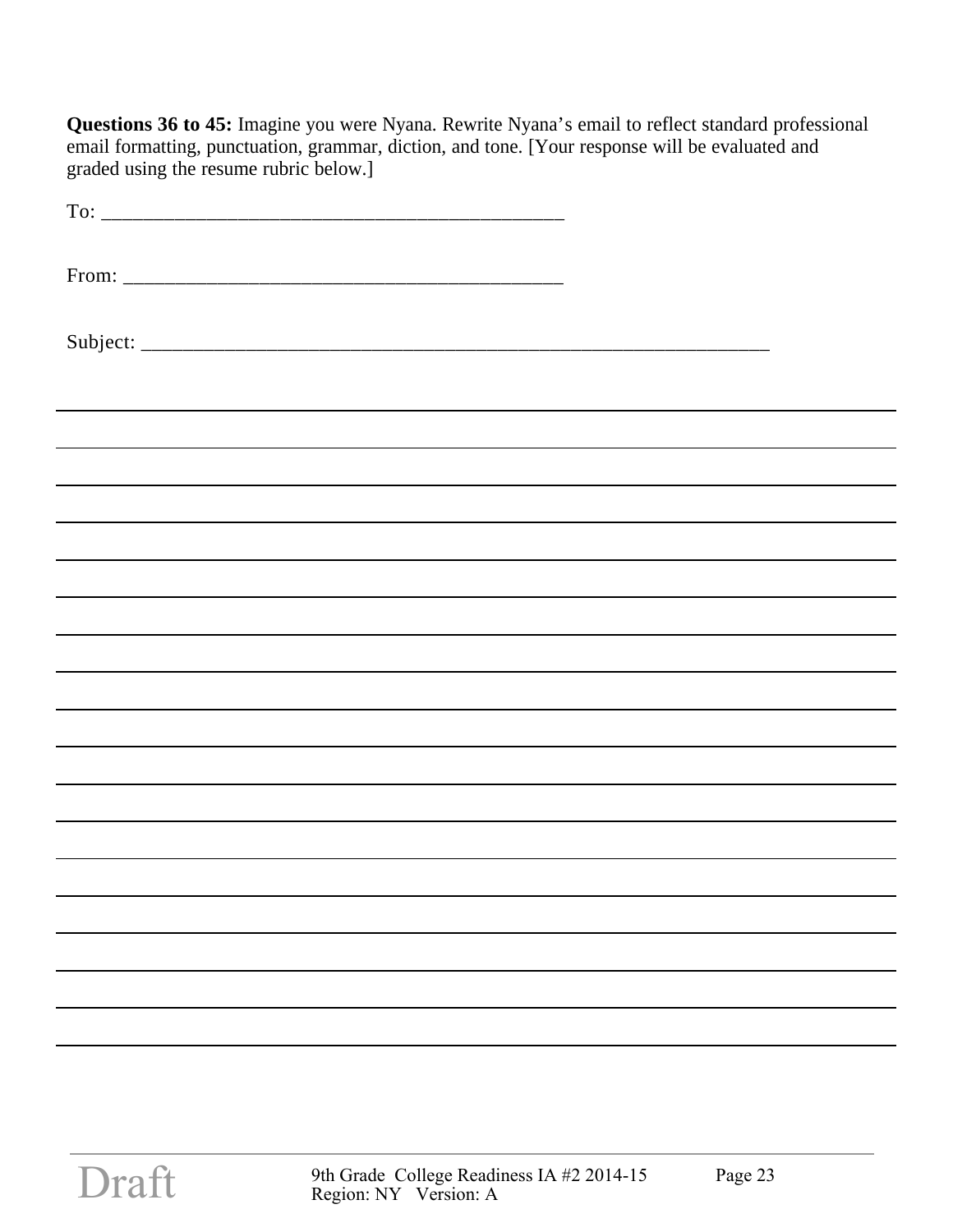**Questions 36 to 45:** Imagine you were Nyana. Rewrite Nyana's email to reflect standard professional email formatting, punctuation, grammar, diction, and tone. [Your response will be evaluated and graded using the resume rubric below.]

To: _______________________________________________

From: _____________________________________________

Subject: ______________________________________________________________

______________________________________________________________________________

______________________________________________________________________________

______________________________________________________________________________

______________________________________________________________________________

______________________________________________________________________________

______________________________________________________________________________

______________________________________________________________________________

______________________________________________________________________________

______________________________________________________________________________

______________________________________________________________________________

______________________________________________________________________________

______________________________________________________________________________

______________________________________________________________________________

______________________________________________________________________________

______________________________________________________________________________

______________________________________________________________________________

______________________________________________________________________________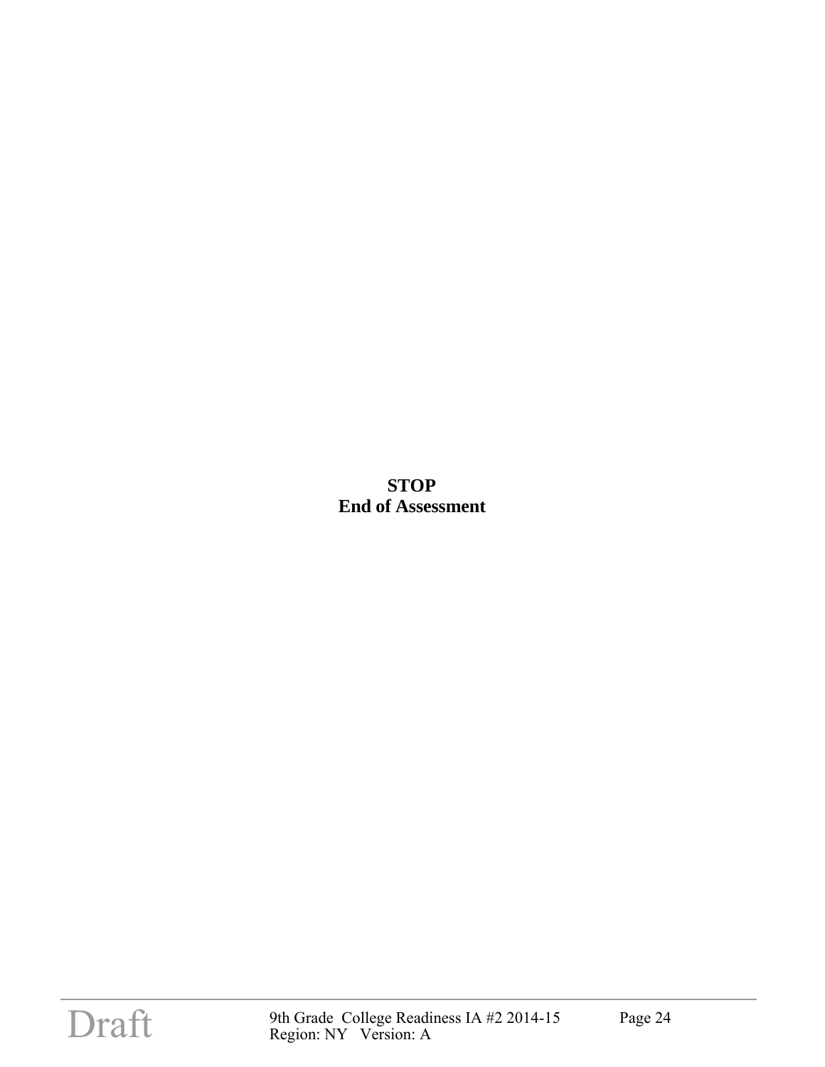**STOP**
**End of Assessment**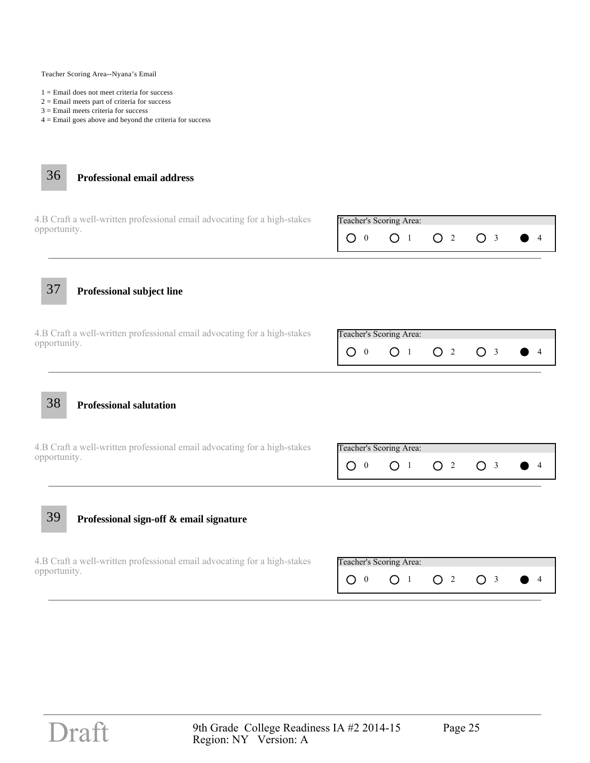Teacher Scoring Area--Nyana's Email

1 = Email does not meet criteria for success
2 = Email meets part of criteria for success
3 = Email meets criteria for success
4 = Email goes above and beyond the criteria for success

### 36 Professional email address

4.B Craft a well-written professional email advocating for a high-stakes opportunity.

Teacher's Scoring Area:

○ 0 ○ 1 ○ 2 ○ 3 ● 4

---

### 37 Professional subject line

4.B Craft a well-written professional email advocating for a high-stakes opportunity.

Teacher's Scoring Area:

○ 0 ○ 1 ○ 2 ○ 3 ● 4

---

### 38 Professional salutation

4.B Craft a well-written professional email advocating for a high-stakes opportunity.

Teacher's Scoring Area:

○ 0 ○ 1 ○ 2 ○ 3 ● 4

---

### 39 Professional sign-off & email signature

4.B Craft a well-written professional email advocating for a high-stakes opportunity.

Teacher's Scoring Area:

○ 0 ○ 1 ○ 2 ○ 3 ● 4

---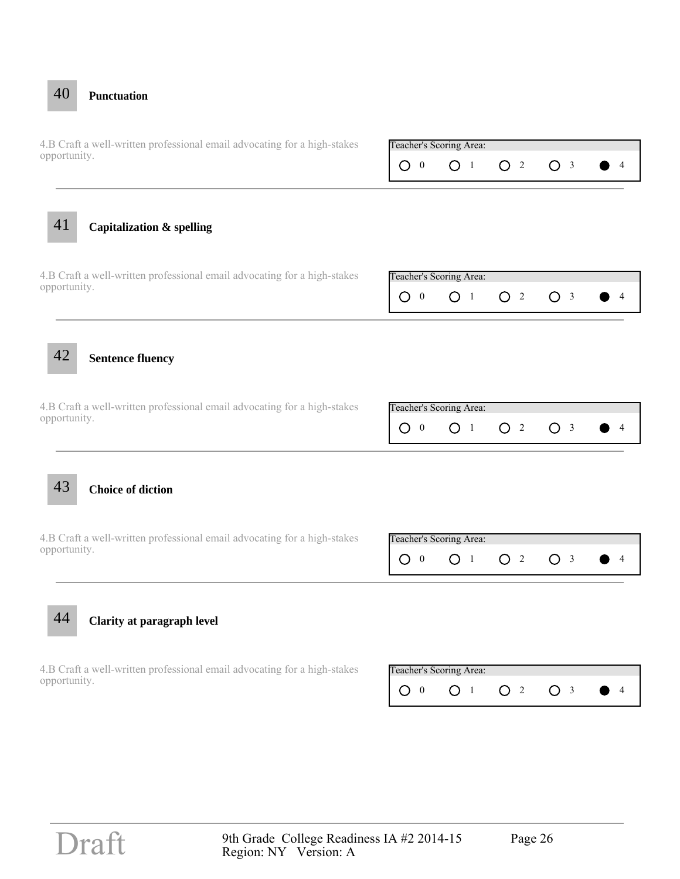## 40 Punctuation

4.B Craft a well-written professional email advocating for a high-stakes opportunity.

Teacher's Scoring Area:

○ 0 ○ 1 ○ 2 ○ 3 ● 4

---

## 41 Capitalization & spelling

4.B Craft a well-written professional email advocating for a high-stakes opportunity.

Teacher's Scoring Area:

○ 0 ○ 1 ○ 2 ○ 3 ● 4

---

## 42 Sentence fluency

4.B Craft a well-written professional email advocating for a high-stakes opportunity.

Teacher's Scoring Area:

○ 0 ○ 1 ○ 2 ○ 3 ● 4

---

## 43 Choice of diction

4.B Craft a well-written professional email advocating for a high-stakes opportunity.

Teacher's Scoring Area:

○ 0 ○ 1 ○ 2 ○ 3 ● 4

---

## 44 Clarity at paragraph level

4.B Craft a well-written professional email advocating for a high-stakes opportunity.

Teacher's Scoring Area:

○ 0 ○ 1 ○ 2 ○ 3 ● 4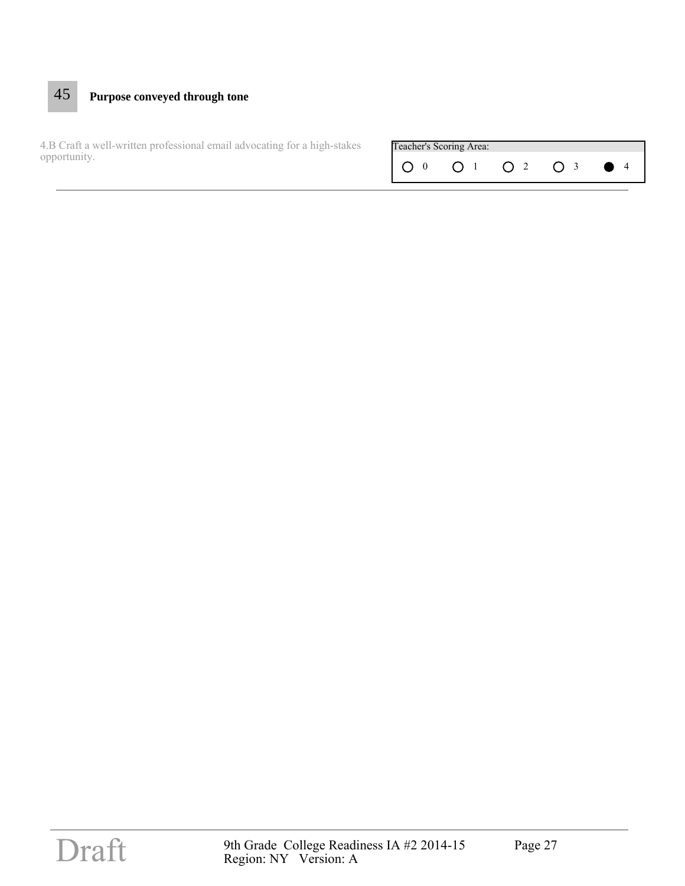## 45 Purpose conveyed through tone

4.B Craft a well-written professional email advocating for a high-stakes opportunity.

| Teacher's Scoring Area: | | | | |
|---|---|---|---|---|
| ○ 0 | ○ 1 | ○ 2 | ○ 3 | ● 4 |

---

Draft

9th Grade College Readiness IA #2 2014-15
Region: NY Version: A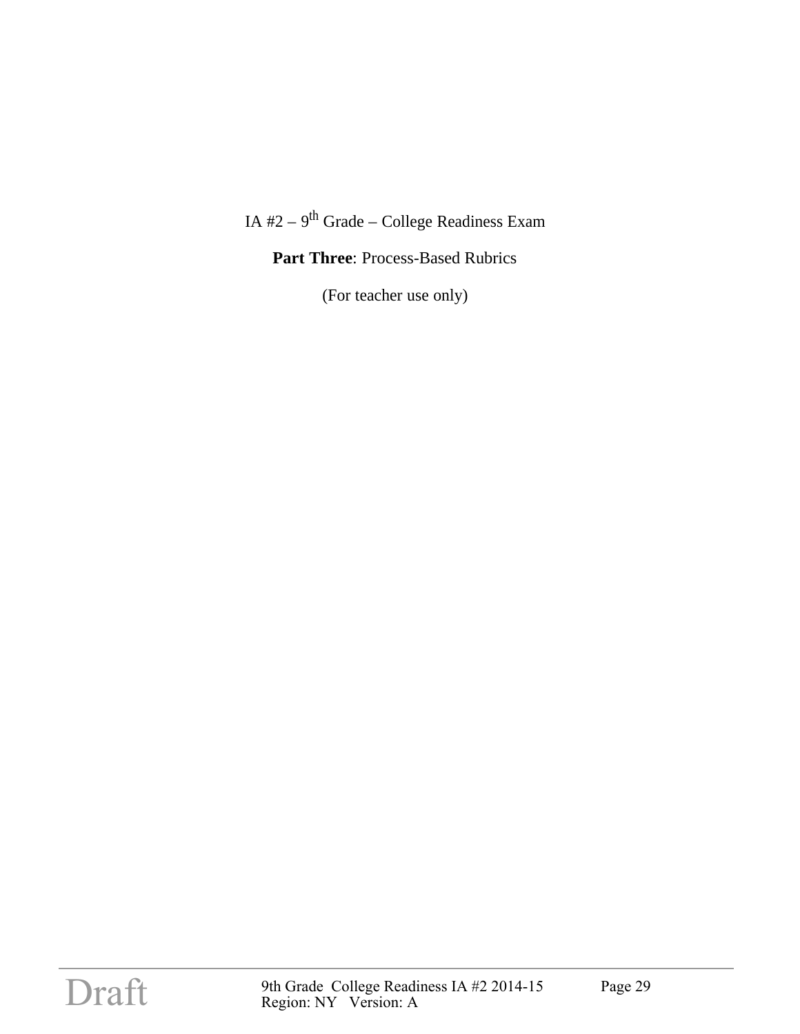IA #2 – 9$^{th}$ Grade – College Readiness Exam

**Part Three**: Process-Based Rubrics

(For teacher use only)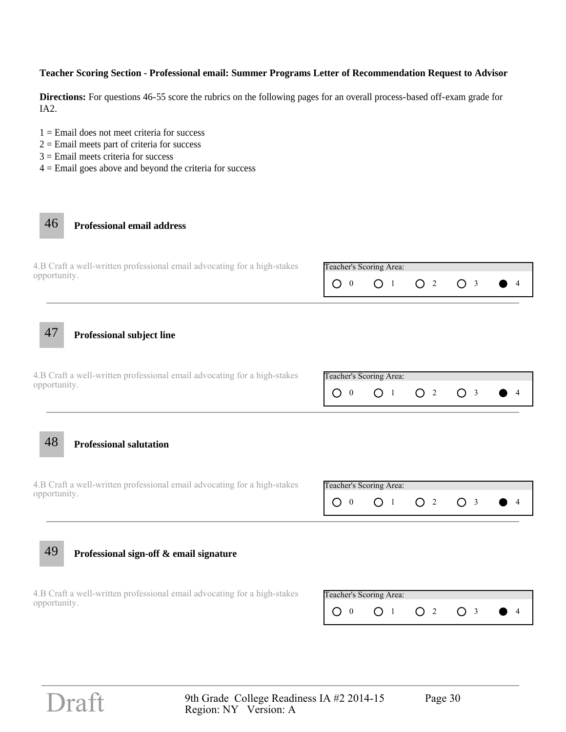**Teacher Scoring Section - Professional email: Summer Programs Letter of Recommendation Request to Advisor**

**Directions:** For questions 46-55 score the rubrics on the following pages for an overall process-based off-exam grade for IA2.

1 = Email does not meet criteria for success
2 = Email meets part of criteria for success
3 = Email meets criteria for success
4 = Email goes above and beyond the criteria for success

**46** **Professional email address**

4.B Craft a well-written professional email advocating for a high-stakes opportunity.

Teacher's Scoring Area:

○ 0 ○ 1 ○ 2 ○ 3 ● 4

---

**47** **Professional subject line**

4.B Craft a well-written professional email advocating for a high-stakes opportunity.

Teacher's Scoring Area:

○ 0 ○ 1 ○ 2 ○ 3 ● 4

---

**48** **Professional salutation**

4.B Craft a well-written professional email advocating for a high-stakes opportunity.

Teacher's Scoring Area:

○ 0 ○ 1 ○ 2 ○ 3 ● 4

---

**49** **Professional sign-off & email signature**

4.B Craft a well-written professional email advocating for a high-stakes opportunity.

Teacher's Scoring Area:

○ 0 ○ 1 ○ 2 ○ 3 ● 4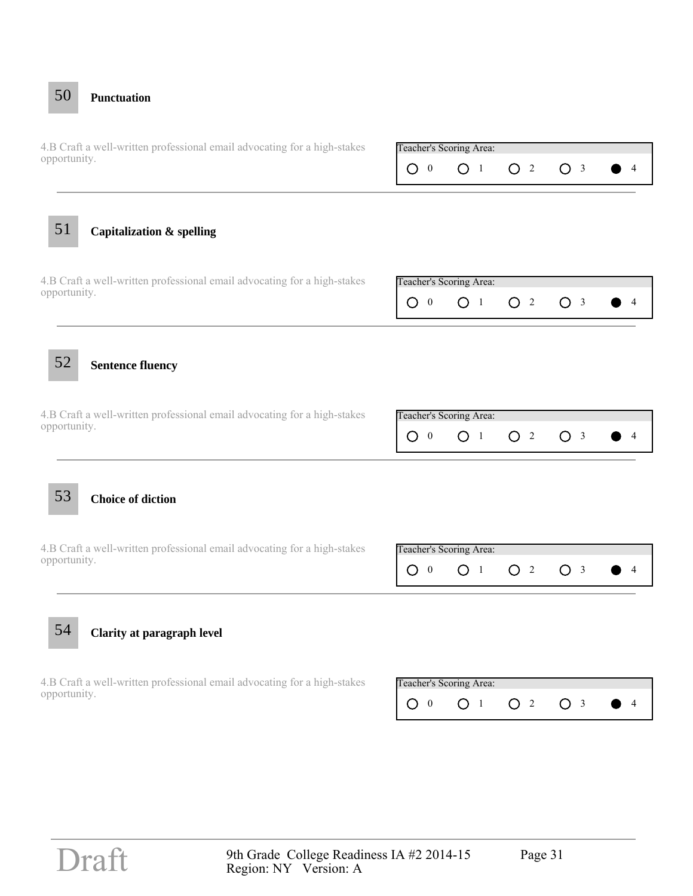## 50 Punctuation

4.B Craft a well-written professional email advocating for a high-stakes opportunity.

Teacher's Scoring Area:

○ 0 ○ 1 ○ 2 ○ 3 ● 4

---

## 51 Capitalization & spelling

4.B Craft a well-written professional email advocating for a high-stakes opportunity.

Teacher's Scoring Area:

○ 0 ○ 1 ○ 2 ○ 3 ● 4

---

## 52 Sentence fluency

4.B Craft a well-written professional email advocating for a high-stakes opportunity.

Teacher's Scoring Area:

○ 0 ○ 1 ○ 2 ○ 3 ● 4

---

## 53 Choice of diction

4.B Craft a well-written professional email advocating for a high-stakes opportunity.

Teacher's Scoring Area:

○ 0 ○ 1 ○ 2 ○ 3 ● 4

---

## 54 Clarity at paragraph level

4.B Craft a well-written professional email advocating for a high-stakes opportunity.

Teacher's Scoring Area:

○ 0 ○ 1 ○ 2 ○ 3 ● 4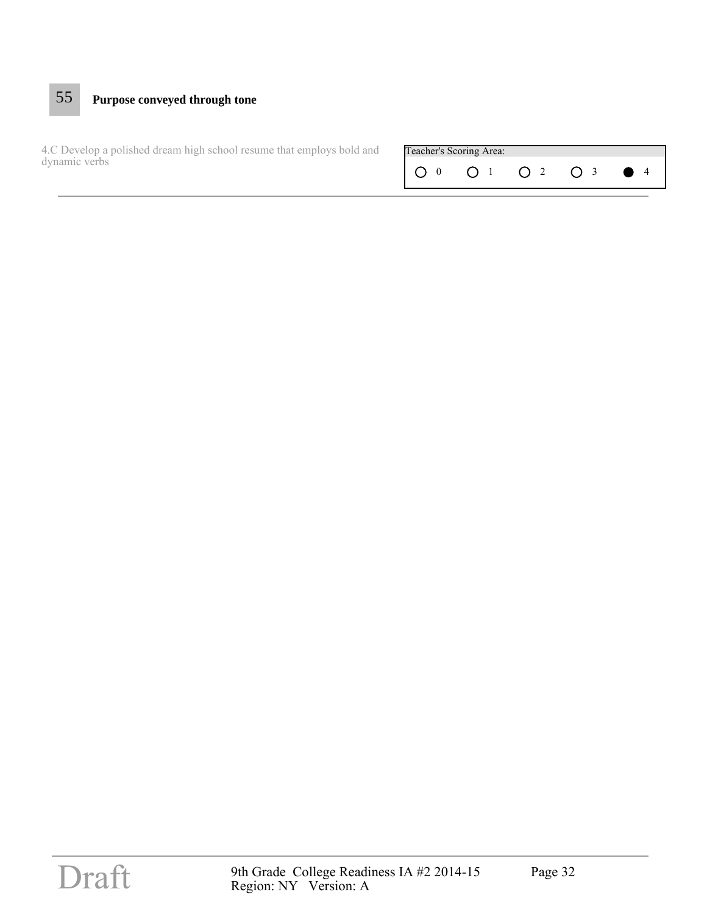## 55 **Purpose conveyed through tone**

4.C Develop a polished dream high school resume that employs bold and dynamic verbs

| Teacher's Scoring Area: | | | | |
|---|---|---|---|---|
| ○ 0 | ○ 1 | ○ 2 | ○ 3 | ● 4 |

---

Draft

9th Grade College Readiness IA #2 2014-15
Region: NY Version: A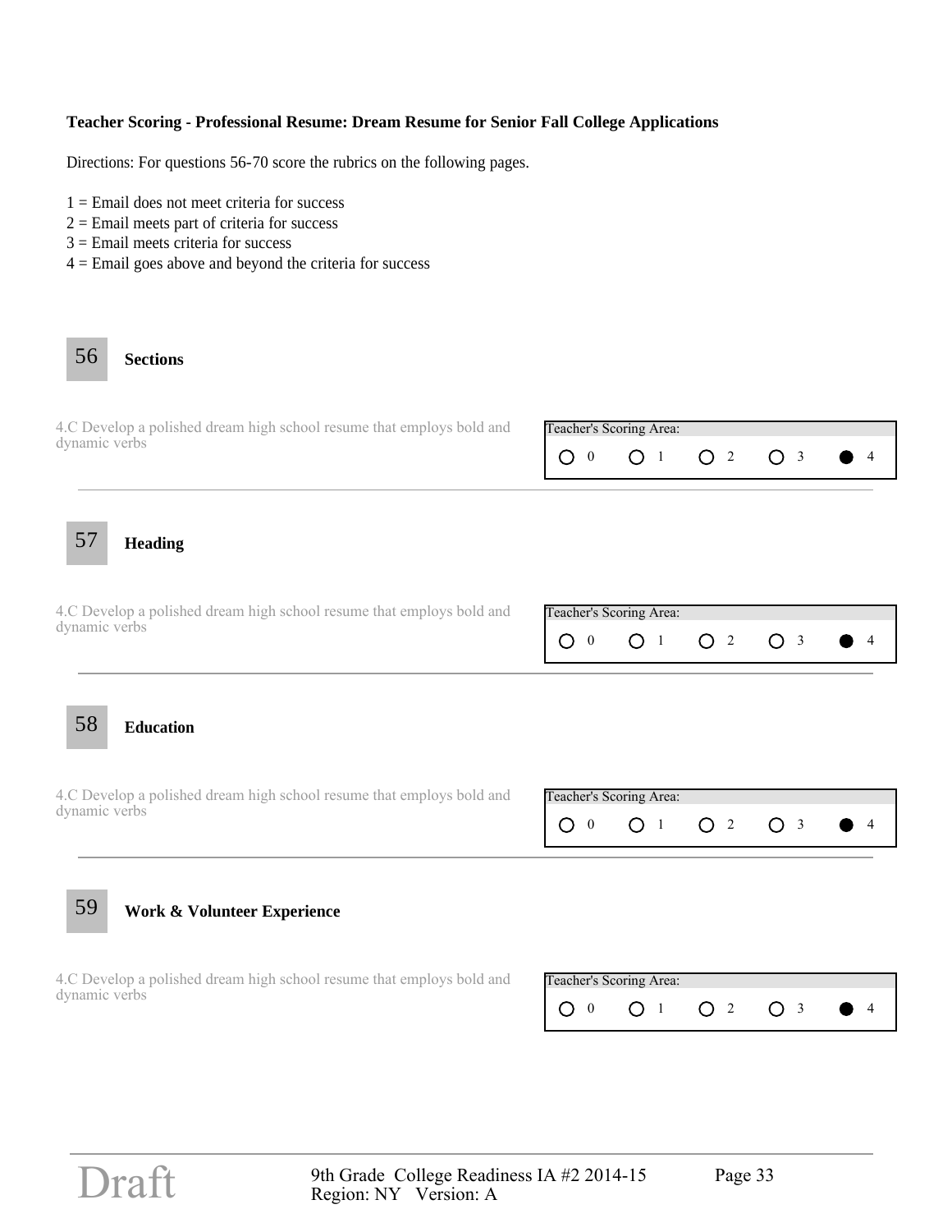**Teacher Scoring - Professional Resume: Dream Resume for Senior Fall College Applications**

Directions: For questions 56-70 score the rubrics on the following pages.

1 = Email does not meet criteria for success
2 = Email meets part of criteria for success
3 = Email meets criteria for success
4 = Email goes above and beyond the criteria for success

**56** **Sections**

4.C Develop a polished dream high school resume that employs bold and dynamic verbs

Teacher's Scoring Area:

○ 0 ○ 1 ○ 2 ○ 3 ● 4

---

**57** **Heading**

4.C Develop a polished dream high school resume that employs bold and dynamic verbs

Teacher's Scoring Area:

○ 0 ○ 1 ○ 2 ○ 3 ● 4

---

**58** **Education**

4.C Develop a polished dream high school resume that employs bold and dynamic verbs

Teacher's Scoring Area:

○ 0 ○ 1 ○ 2 ○ 3 ● 4

---

**59** **Work & Volunteer Experience**

4.C Develop a polished dream high school resume that employs bold and dynamic verbs

Teacher's Scoring Area:

○ 0 ○ 1 ○ 2 ○ 3 ● 4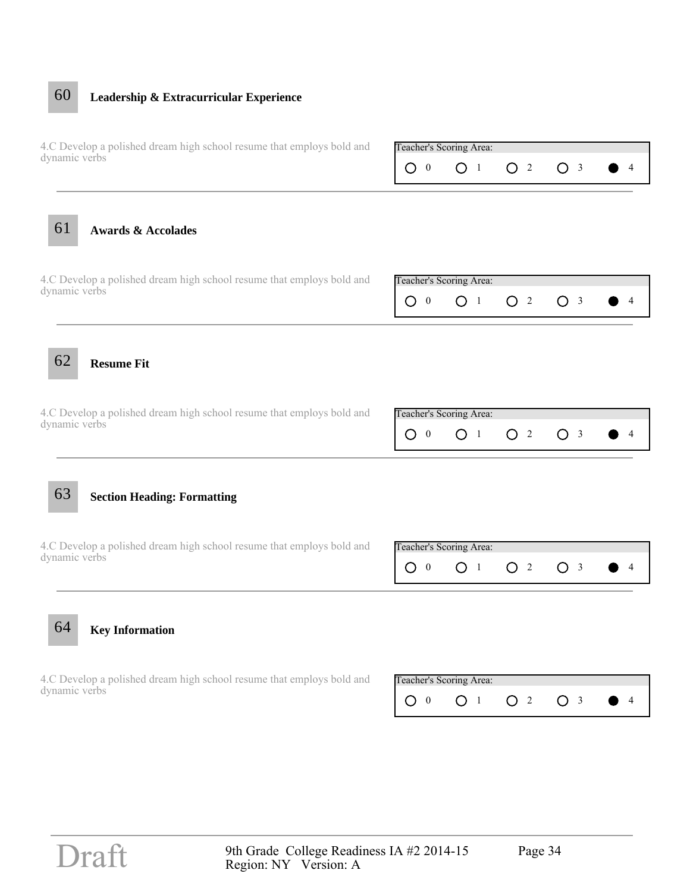## 60 Leadership & Extracurricular Experience

4.C Develop a polished dream high school resume that employs bold and dynamic verbs

Teacher's Scoring Area:

○ 0 ○ 1 ○ 2 ○ 3 ● 4

---

## 61 Awards & Accolades

4.C Develop a polished dream high school resume that employs bold and dynamic verbs

Teacher's Scoring Area:

○ 0 ○ 1 ○ 2 ○ 3 ● 4

---

## 62 Resume Fit

4.C Develop a polished dream high school resume that employs bold and dynamic verbs

Teacher's Scoring Area:

○ 0 ○ 1 ○ 2 ○ 3 ● 4

---

## 63 Section Heading: Formatting

4.C Develop a polished dream high school resume that employs bold and dynamic verbs

Teacher's Scoring Area:

○ 0 ○ 1 ○ 2 ○ 3 ● 4

---

## 64 Key Information

4.C Develop a polished dream high school resume that employs bold and dynamic verbs

Teacher's Scoring Area:

○ 0 ○ 1 ○ 2 ○ 3 ● 4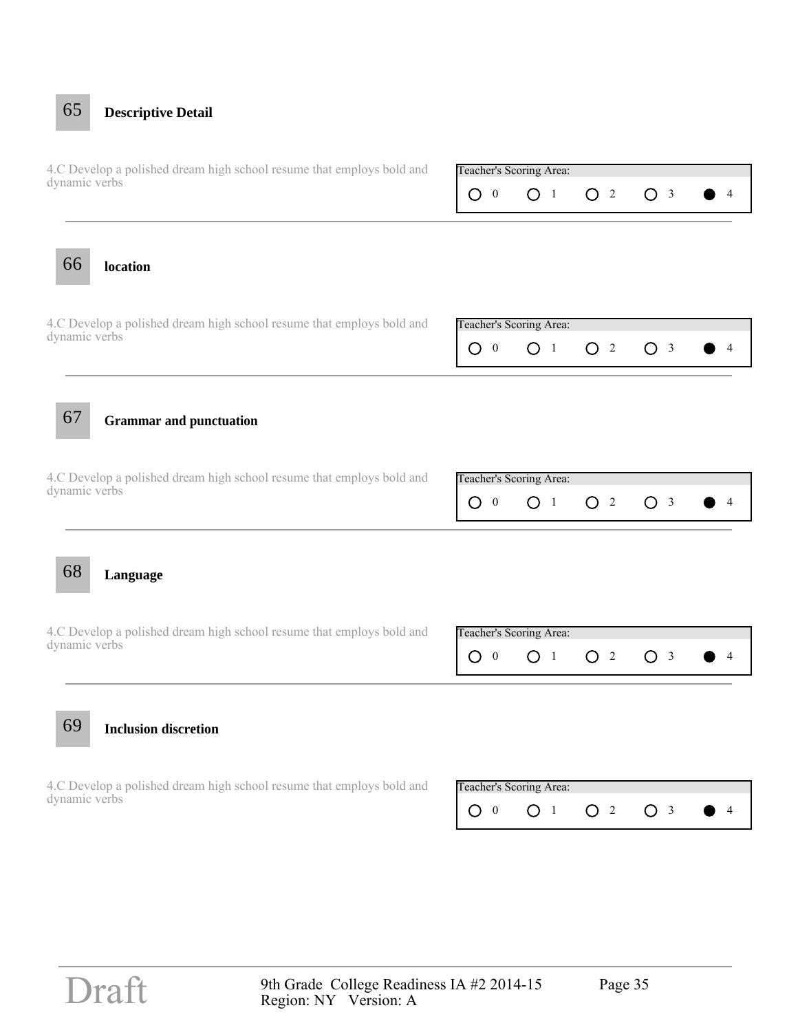## 65 Descriptive Detail

4.C Develop a polished dream high school resume that employs bold and dynamic verbs

Teacher's Scoring Area:

○ 0 ○ 1 ○ 2 ○ 3 ● 4

---

## 66 location

4.C Develop a polished dream high school resume that employs bold and dynamic verbs

Teacher's Scoring Area:

○ 0 ○ 1 ○ 2 ○ 3 ● 4

---

## 67 Grammar and punctuation

4.C Develop a polished dream high school resume that employs bold and dynamic verbs

Teacher's Scoring Area:

○ 0 ○ 1 ○ 2 ○ 3 ● 4

---

## 68 Language

4.C Develop a polished dream high school resume that employs bold and dynamic verbs

Teacher's Scoring Area:

○ 0 ○ 1 ○ 2 ○ 3 ● 4

---

## 69 Inclusion discretion

4.C Develop a polished dream high school resume that employs bold and dynamic verbs

Teacher's Scoring Area:

○ 0 ○ 1 ○ 2 ○ 3 ● 4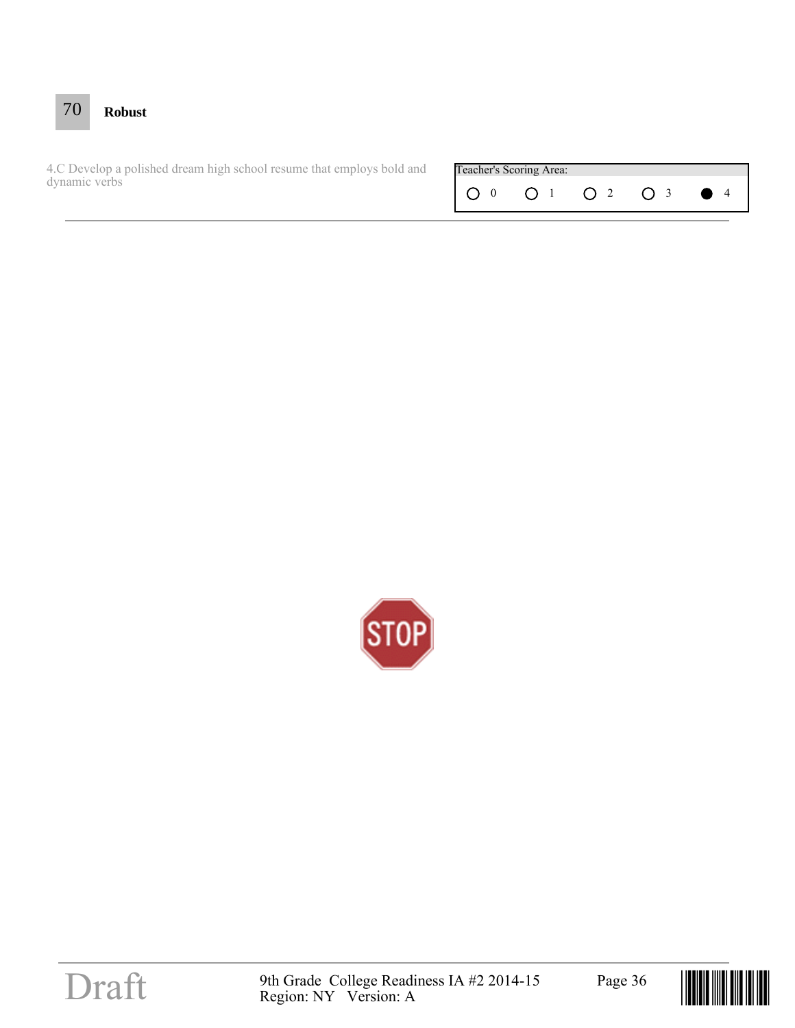**70** **Robust**

4.C Develop a polished dream high school resume that employs bold and dynamic verbs

Teacher's Scoring Area:

○ 0 ○ 1 ○ 2 ○ 3 ● 4

STOP